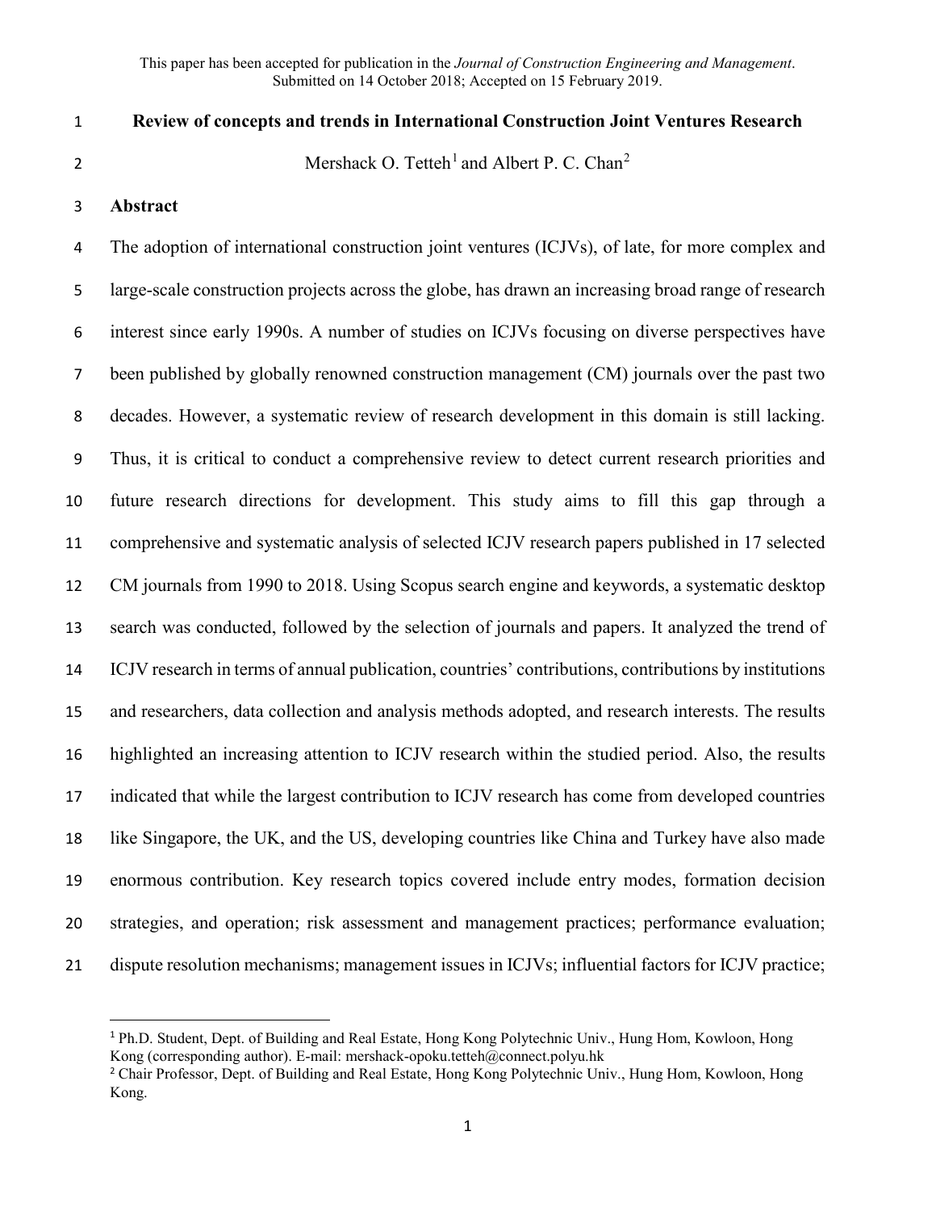This paper has been accepted for publication in the *Journal of Construction Engineering and Management*. Submitted on 14 October 2018; Accepted on 15 February 2019.

# Review of concepts and trends in International Construction Joint Ventures Research

Mershack O. Tetteh[1] and Albert P. C. Chan[2]

## Abstract

The adoption of international construction joint ventures (ICJVs), of late, for more complex and large-scale construction projects across the globe, has drawn an increasing broad range of research interest since early 1990s. A number of studies on ICJVs focusing on diverse perspectives have been published by globally renowned construction management (CM) journals over the past two decades. However, a systematic review of research development in this domain is still lacking. Thus, it is critical to conduct a comprehensive review to detect current research priorities and future research directions for development. This study aims to fill this gap through a comprehensive and systematic analysis of selected ICJV research papers published in 17 selected CM journals from 1990 to 2018. Using Scopus search engine and keywords, a systematic desktop search was conducted, followed by the selection of journals and papers. It analyzed the trend of ICJV research in terms of annual publication, countries' contributions, contributions by institutions and researchers, data collection and analysis methods adopted, and research interests. The results highlighted an increasing attention to ICJV research within the studied period. Also, the results indicated that while the largest contribution to ICJV research has come from developed countries like Singapore, the UK, and the US, developing countries like China and Turkey have also made enormous contribution. Key research topics covered include entry modes, formation decision strategies, and operation; risk assessment and management practices; performance evaluation; dispute resolution mechanisms; management issues in ICJVs; influential factors for ICJV practice;

---

[1] Ph.D. Student, Dept. of Building and Real Estate, Hong Kong Polytechnic Univ., Hung Hom, Kowloon, Hong Kong (corresponding author). E-mail: mershack-opoku.tetteh@connect.polyu.hk

[2] Chair Professor, Dept. of Building and Real Estate, Hong Kong Polytechnic Univ., Hung Hom, Kowloon, Hong Kong.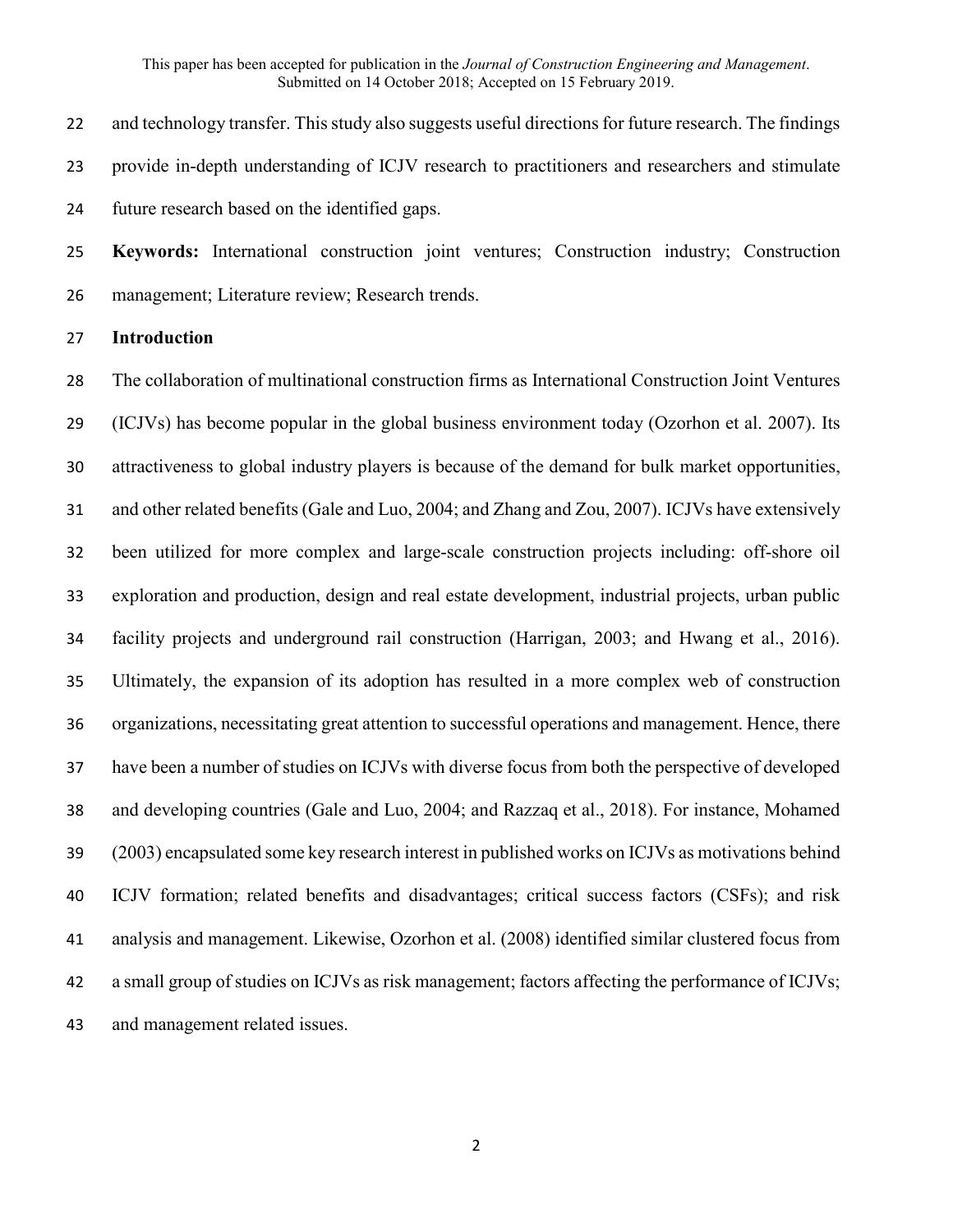and technology transfer. This study also suggests useful directions for future research. The findings provide in-depth understanding of ICJV research to practitioners and researchers and stimulate future research based on the identified gaps.

**Keywords:** International construction joint ventures; Construction industry; Construction management; Literature review; Research trends.

## Introduction

The collaboration of multinational construction firms as International Construction Joint Ventures (ICJVs) has become popular in the global business environment today (Ozorhon et al. 2007). Its attractiveness to global industry players is because of the demand for bulk market opportunities, and other related benefits (Gale and Luo, 2004; and Zhang and Zou, 2007). ICJVs have extensively been utilized for more complex and large-scale construction projects including: off-shore oil exploration and production, design and real estate development, industrial projects, urban public facility projects and underground rail construction (Harrigan, 2003; and Hwang et al., 2016). Ultimately, the expansion of its adoption has resulted in a more complex web of construction organizations, necessitating great attention to successful operations and management. Hence, there have been a number of studies on ICJVs with diverse focus from both the perspective of developed and developing countries (Gale and Luo, 2004; and Razzaq et al., 2018). For instance, Mohamed (2003) encapsulated some key research interest in published works on ICJVs as motivations behind ICJV formation; related benefits and disadvantages; critical success factors (CSFs); and risk analysis and management. Likewise, Ozorhon et al. (2008) identified similar clustered focus from a small group of studies on ICJVs as risk management; factors affecting the performance of ICJVs; and management related issues.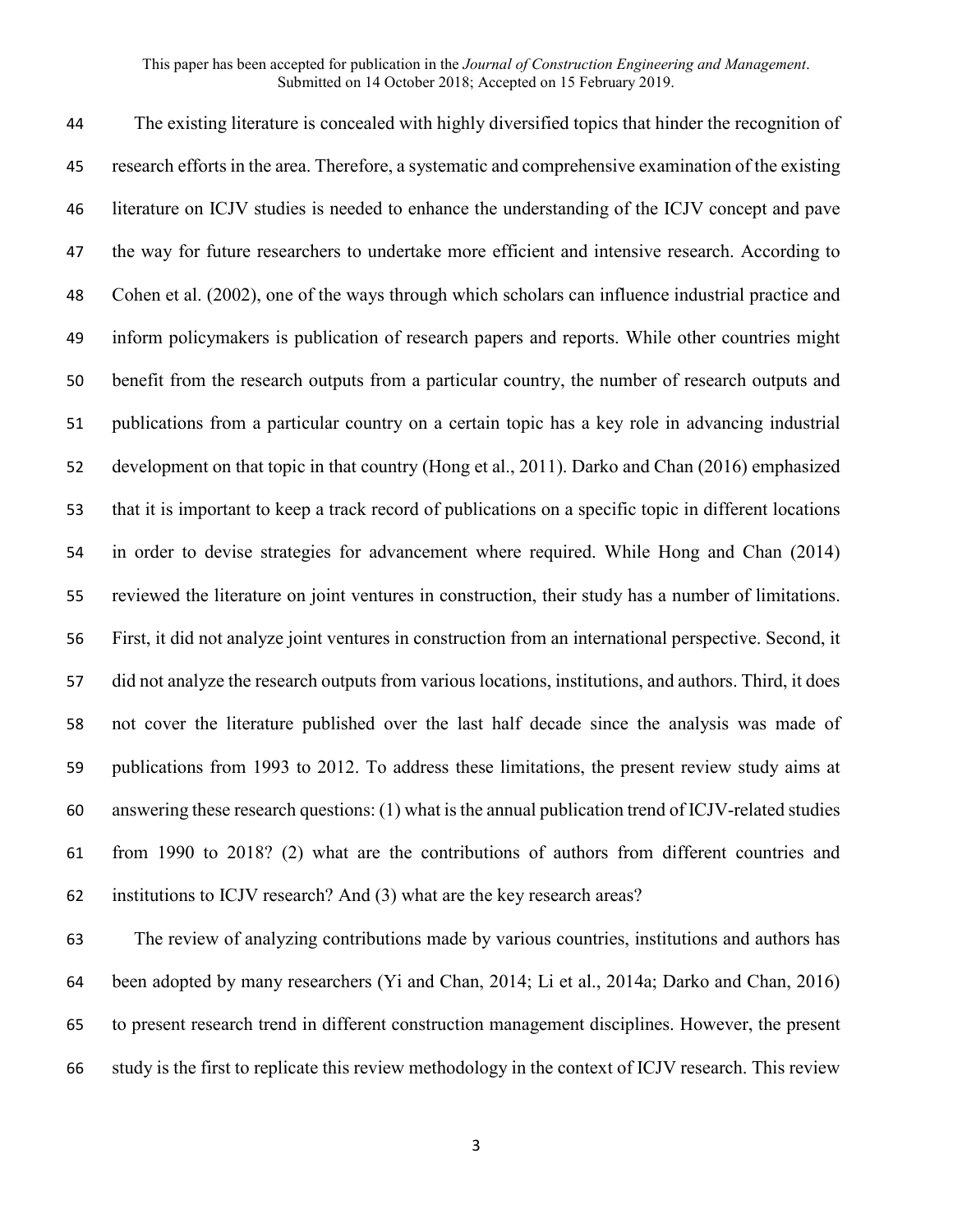The existing literature is concealed with highly diversified topics that hinder the recognition of research efforts in the area. Therefore, a systematic and comprehensive examination of the existing literature on ICJV studies is needed to enhance the understanding of the ICJV concept and pave the way for future researchers to undertake more efficient and intensive research. According to Cohen et al. (2002), one of the ways through which scholars can influence industrial practice and inform policymakers is publication of research papers and reports. While other countries might benefit from the research outputs from a particular country, the number of research outputs and publications from a particular country on a certain topic has a key role in advancing industrial development on that topic in that country (Hong et al., 2011). Darko and Chan (2016) emphasized that it is important to keep a track record of publications on a specific topic in different locations in order to devise strategies for advancement where required. While Hong and Chan (2014) reviewed the literature on joint ventures in construction, their study has a number of limitations. First, it did not analyze joint ventures in construction from an international perspective. Second, it did not analyze the research outputs from various locations, institutions, and authors. Third, it does not cover the literature published over the last half decade since the analysis was made of publications from 1993 to 2012. To address these limitations, the present review study aims at answering these research questions: (1) what is the annual publication trend of ICJV-related studies from 1990 to 2018? (2) what are the contributions of authors from different countries and institutions to ICJV research? And (3) what are the key research areas?

The review of analyzing contributions made by various countries, institutions and authors has been adopted by many researchers (Yi and Chan, 2014; Li et al., 2014a; Darko and Chan, 2016) to present research trend in different construction management disciplines. However, the present study is the first to replicate this review methodology in the context of ICJV research. This review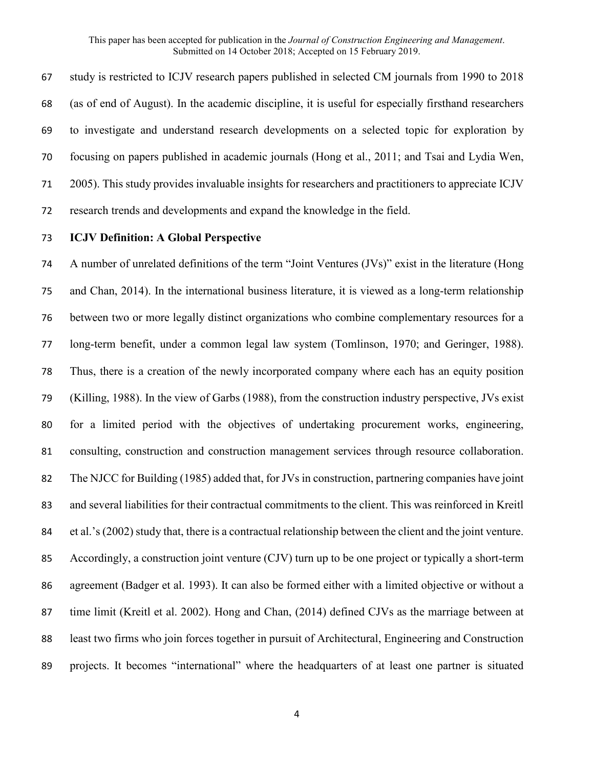study is restricted to ICJV research papers published in selected CM journals from 1990 to 2018 (as of end of August). In the academic discipline, it is useful for especially firsthand researchers to investigate and understand research developments on a selected topic for exploration by focusing on papers published in academic journals (Hong et al., 2011; and Tsai and Lydia Wen, 2005). This study provides invaluable insights for researchers and practitioners to appreciate ICJV research trends and developments and expand the knowledge in the field.

**ICJV Definition: A Global Perspective**

A number of unrelated definitions of the term "Joint Ventures (JVs)" exist in the literature (Hong and Chan, 2014). In the international business literature, it is viewed as a long-term relationship between two or more legally distinct organizations who combine complementary resources for a long-term benefit, under a common legal law system (Tomlinson, 1970; and Geringer, 1988). Thus, there is a creation of the newly incorporated company where each has an equity position (Killing, 1988). In the view of Garbs (1988), from the construction industry perspective, JVs exist for a limited period with the objectives of undertaking procurement works, engineering, consulting, construction and construction management services through resource collaboration. The NJCC for Building (1985) added that, for JVs in construction, partnering companies have joint and several liabilities for their contractual commitments to the client. This was reinforced in Kreitl et al.'s (2002) study that, there is a contractual relationship between the client and the joint venture. Accordingly, a construction joint venture (CJV) turn up to be one project or typically a short-term agreement (Badger et al. 1993). It can also be formed either with a limited objective or without a time limit (Kreitl et al. 2002). Hong and Chan, (2014) defined CJVs as the marriage between at least two firms who join forces together in pursuit of Architectural, Engineering and Construction projects. It becomes "international" where the headquarters of at least one partner is situated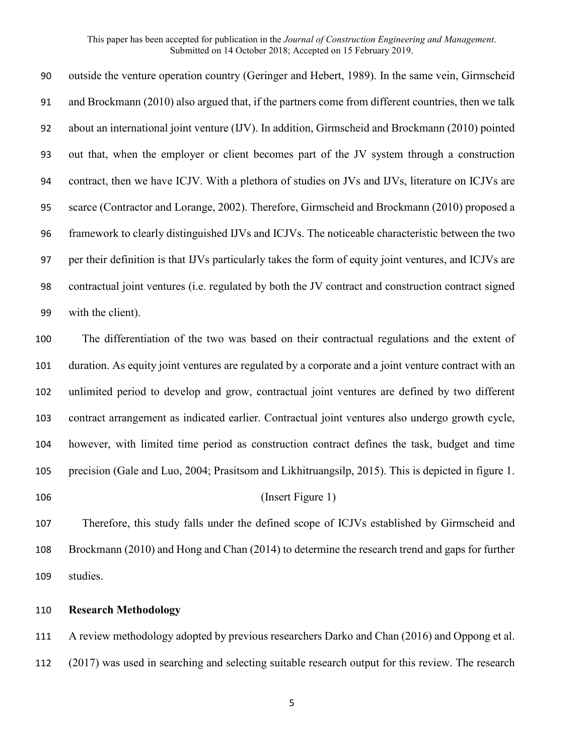outside the venture operation country (Geringer and Hebert, 1989). In the same vein, Girmscheid and Brockmann (2010) also argued that, if the partners come from different countries, then we talk about an international joint venture (IJV). In addition, Girmscheid and Brockmann (2010) pointed out that, when the employer or client becomes part of the JV system through a construction contract, then we have ICJV. With a plethora of studies on JVs and IJVs, literature on ICJVs are scarce (Contractor and Lorange, 2002). Therefore, Girmscheid and Brockmann (2010) proposed a framework to clearly distinguished IJVs and ICJVs. The noticeable characteristic between the two per their definition is that IJVs particularly takes the form of equity joint ventures, and ICJVs are contractual joint ventures (i.e. regulated by both the JV contract and construction contract signed with the client).

The differentiation of the two was based on their contractual regulations and the extent of duration. As equity joint ventures are regulated by a corporate and a joint venture contract with an unlimited period to develop and grow, contractual joint ventures are defined by two different contract arrangement as indicated earlier. Contractual joint ventures also undergo growth cycle, however, with limited time period as construction contract defines the task, budget and time precision (Gale and Luo, 2004; Prasitsom and Likhitruangsilp, 2015). This is depicted in figure 1.

(Insert Figure 1)

Therefore, this study falls under the defined scope of ICJVs established by Girmscheid and Brockmann (2010) and Hong and Chan (2014) to determine the research trend and gaps for further studies.

## Research Methodology

A review methodology adopted by previous researchers Darko and Chan (2016) and Oppong et al. (2017) was used in searching and selecting suitable research output for this review. The research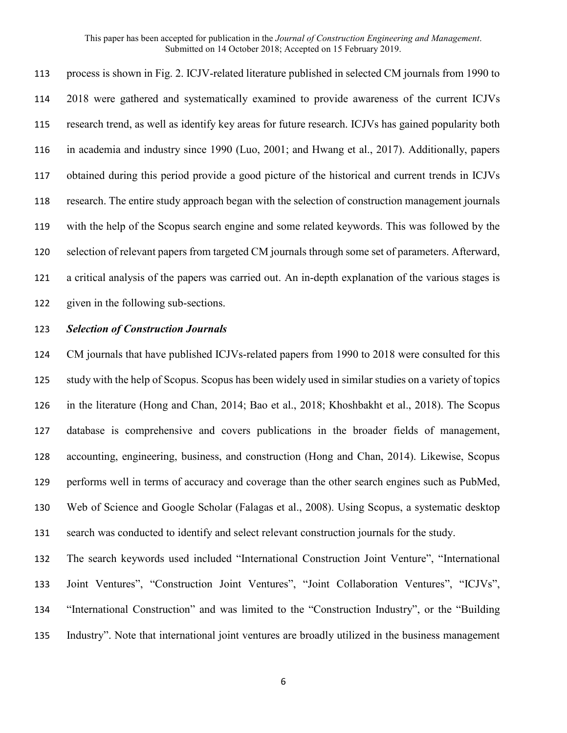process is shown in Fig. 2. ICJV-related literature published in selected CM journals from 1990 to 2018 were gathered and systematically examined to provide awareness of the current ICJVs research trend, as well as identify key areas for future research. ICJVs has gained popularity both in academia and industry since 1990 (Luo, 2001; and Hwang et al., 2017). Additionally, papers obtained during this period provide a good picture of the historical and current trends in ICJVs research. The entire study approach began with the selection of construction management journals with the help of the Scopus search engine and some related keywords. This was followed by the selection of relevant papers from targeted CM journals through some set of parameters. Afterward, a critical analysis of the papers was carried out. An in-depth explanation of the various stages is given in the following sub-sections.

### *Selection of Construction Journals*

CM journals that have published ICJVs-related papers from 1990 to 2018 were consulted for this study with the help of Scopus. Scopus has been widely used in similar studies on a variety of topics in the literature (Hong and Chan, 2014; Bao et al., 2018; Khoshbakht et al., 2018). The Scopus database is comprehensive and covers publications in the broader fields of management, accounting, engineering, business, and construction (Hong and Chan, 2014). Likewise, Scopus performs well in terms of accuracy and coverage than the other search engines such as PubMed, Web of Science and Google Scholar (Falagas et al., 2008). Using Scopus, a systematic desktop search was conducted to identify and select relevant construction journals for the study.

The search keywords used included "International Construction Joint Venture", "International Joint Ventures", "Construction Joint Ventures", "Joint Collaboration Ventures", "ICJVs", "International Construction" and was limited to the "Construction Industry", or the "Building Industry". Note that international joint ventures are broadly utilized in the business management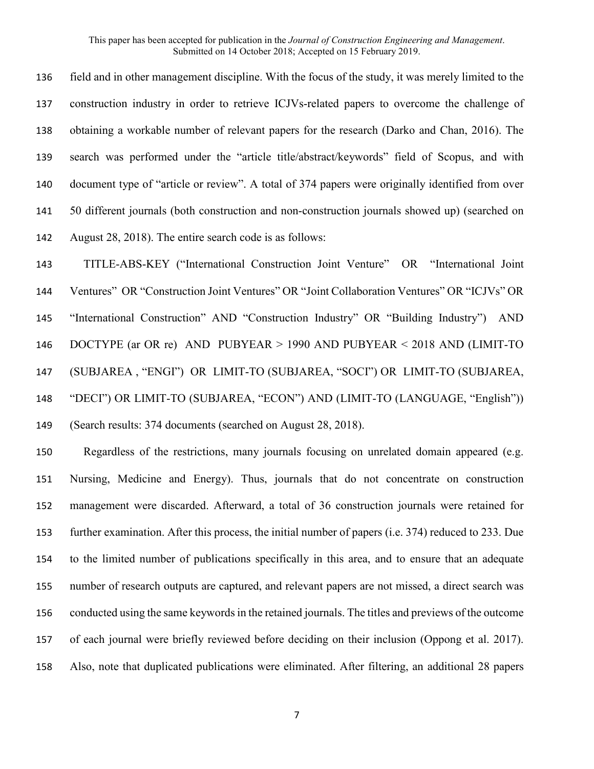field and in other management discipline. With the focus of the study, it was merely limited to the construction industry in order to retrieve ICJVs-related papers to overcome the challenge of obtaining a workable number of relevant papers for the research (Darko and Chan, 2016). The search was performed under the "article title/abstract/keywords" field of Scopus, and with document type of "article or review". A total of 374 papers were originally identified from over 50 different journals (both construction and non-construction journals showed up) (searched on August 28, 2018). The entire search code is as follows:

TITLE-ABS-KEY ("International Construction Joint Venture" OR "International Joint Ventures" OR "Construction Joint Ventures" OR "Joint Collaboration Ventures" OR "ICJVs" OR "International Construction" AND "Construction Industry" OR "Building Industry") AND DOCTYPE (ar OR re) AND PUBYEAR > 1990 AND PUBYEAR < 2018 AND (LIMIT-TO (SUBJAREA , "ENGI") OR LIMIT-TO (SUBJAREA, "SOCI") OR LIMIT-TO (SUBJAREA, "DECI") OR LIMIT-TO (SUBJAREA, "ECON") AND (LIMIT-TO (LANGUAGE, "English")) (Search results: 374 documents (searched on August 28, 2018).

Regardless of the restrictions, many journals focusing on unrelated domain appeared (e.g. Nursing, Medicine and Energy). Thus, journals that do not concentrate on construction management were discarded. Afterward, a total of 36 construction journals were retained for further examination. After this process, the initial number of papers (i.e. 374) reduced to 233. Due to the limited number of publications specifically in this area, and to ensure that an adequate number of research outputs are captured, and relevant papers are not missed, a direct search was conducted using the same keywords in the retained journals. The titles and previews of the outcome of each journal were briefly reviewed before deciding on their inclusion (Oppong et al. 2017). Also, note that duplicated publications were eliminated. After filtering, an additional 28 papers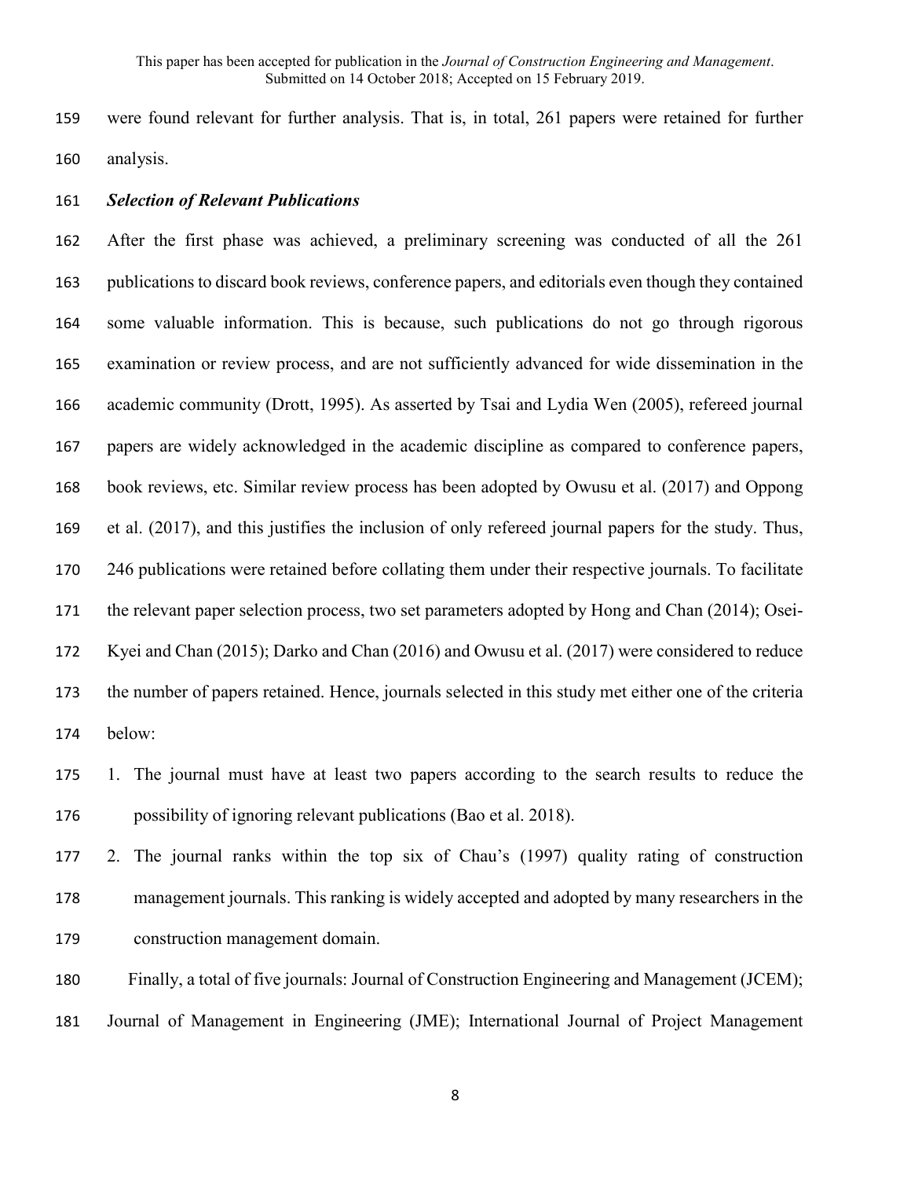were found relevant for further analysis. That is, in total, 261 papers were retained for further analysis.

### *Selection of Relevant Publications*

After the first phase was achieved, a preliminary screening was conducted of all the 261 publications to discard book reviews, conference papers, and editorials even though they contained some valuable information. This is because, such publications do not go through rigorous examination or review process, and are not sufficiently advanced for wide dissemination in the academic community (Drott, 1995). As asserted by Tsai and Lydia Wen (2005), refereed journal papers are widely acknowledged in the academic discipline as compared to conference papers, book reviews, etc. Similar review process has been adopted by Owusu et al. (2017) and Oppong et al. (2017), and this justifies the inclusion of only refereed journal papers for the study. Thus, 246 publications were retained before collating them under their respective journals. To facilitate the relevant paper selection process, two set parameters adopted by Hong and Chan (2014); Osei-Kyei and Chan (2015); Darko and Chan (2016) and Owusu et al. (2017) were considered to reduce the number of papers retained. Hence, journals selected in this study met either one of the criteria below:

1. The journal must have at least two papers according to the search results to reduce the possibility of ignoring relevant publications (Bao et al. 2018).
2. The journal ranks within the top six of Chau's (1997) quality rating of construction management journals. This ranking is widely accepted and adopted by many researchers in the construction management domain.

Finally, a total of five journals: Journal of Construction Engineering and Management (JCEM); Journal of Management in Engineering (JME); International Journal of Project Management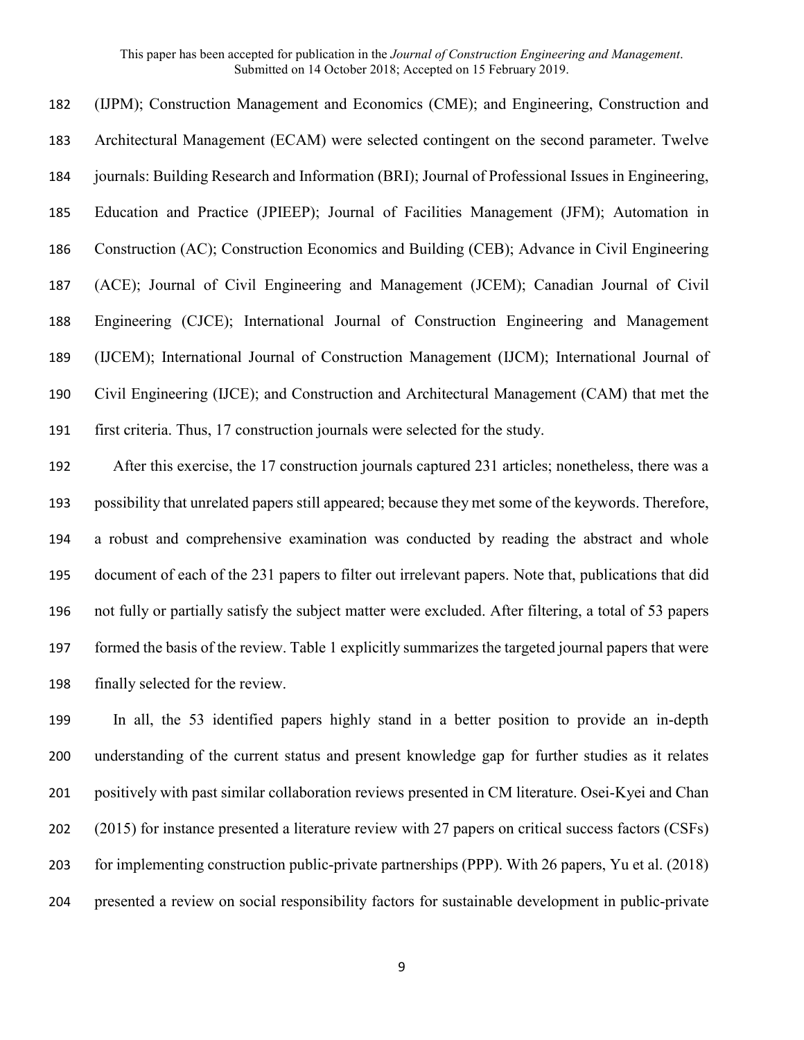(IJPM); Construction Management and Economics (CME); and Engineering, Construction and Architectural Management (ECAM) were selected contingent on the second parameter. Twelve journals: Building Research and Information (BRI); Journal of Professional Issues in Engineering, Education and Practice (JPIEEP); Journal of Facilities Management (JFM); Automation in Construction (AC); Construction Economics and Building (CEB); Advance in Civil Engineering (ACE); Journal of Civil Engineering and Management (JCEM); Canadian Journal of Civil Engineering (CJCE); International Journal of Construction Engineering and Management (IJCEM); International Journal of Construction Management (IJCM); International Journal of Civil Engineering (IJCE); and Construction and Architectural Management (CAM) that met the first criteria. Thus, 17 construction journals were selected for the study.

After this exercise, the 17 construction journals captured 231 articles; nonetheless, there was a possibility that unrelated papers still appeared; because they met some of the keywords. Therefore, a robust and comprehensive examination was conducted by reading the abstract and whole document of each of the 231 papers to filter out irrelevant papers. Note that, publications that did not fully or partially satisfy the subject matter were excluded. After filtering, a total of 53 papers formed the basis of the review. Table 1 explicitly summarizes the targeted journal papers that were finally selected for the review.

In all, the 53 identified papers highly stand in a better position to provide an in-depth understanding of the current status and present knowledge gap for further studies as it relates positively with past similar collaboration reviews presented in CM literature. Osei-Kyei and Chan (2015) for instance presented a literature review with 27 papers on critical success factors (CSFs) for implementing construction public-private partnerships (PPP). With 26 papers, Yu et al. (2018) presented a review on social responsibility factors for sustainable development in public-private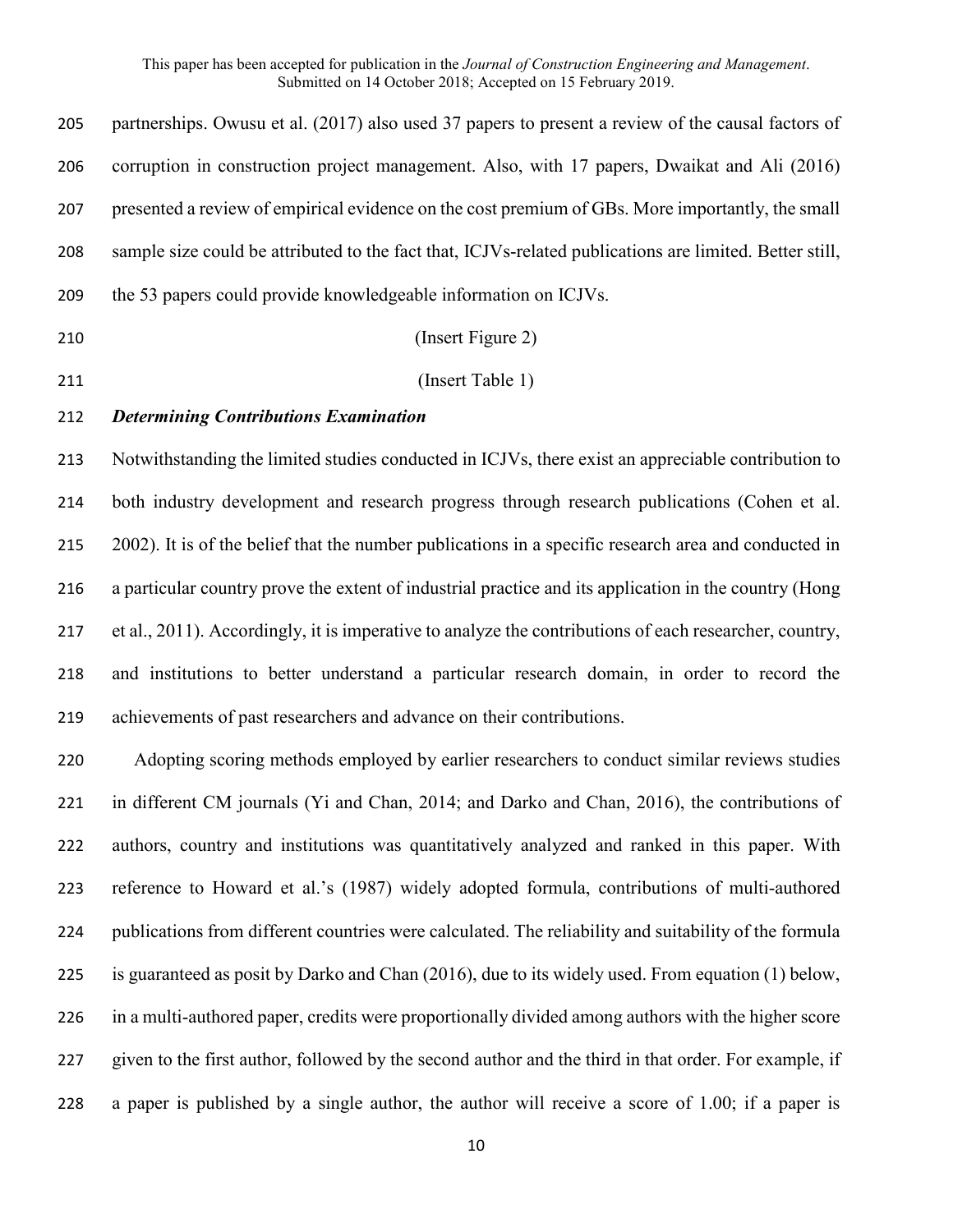partnerships. Owusu et al. (2017) also used 37 papers to present a review of the causal factors of corruption in construction project management. Also, with 17 papers, Dwaikat and Ali (2016) presented a review of empirical evidence on the cost premium of GBs. More importantly, the small sample size could be attributed to the fact that, ICJVs-related publications are limited. Better still, the 53 papers could provide knowledgeable information on ICJVs.

(Insert Figure 2)

(Insert Table 1)

***Determining Contributions Examination***

Notwithstanding the limited studies conducted in ICJVs, there exist an appreciable contribution to both industry development and research progress through research publications (Cohen et al. 2002). It is of the belief that the number publications in a specific research area and conducted in a particular country prove the extent of industrial practice and its application in the country (Hong et al., 2011). Accordingly, it is imperative to analyze the contributions of each researcher, country, and institutions to better understand a particular research domain, in order to record the achievements of past researchers and advance on their contributions.

Adopting scoring methods employed by earlier researchers to conduct similar reviews studies in different CM journals (Yi and Chan, 2014; and Darko and Chan, 2016), the contributions of authors, country and institutions was quantitatively analyzed and ranked in this paper. With reference to Howard et al.'s (1987) widely adopted formula, contributions of multi-authored publications from different countries were calculated. The reliability and suitability of the formula is guaranteed as posit by Darko and Chan (2016), due to its widely used. From equation (1) below, in a multi-authored paper, credits were proportionally divided among authors with the higher score given to the first author, followed by the second author and the third in that order. For example, if a paper is published by a single author, the author will receive a score of 1.00; if a paper is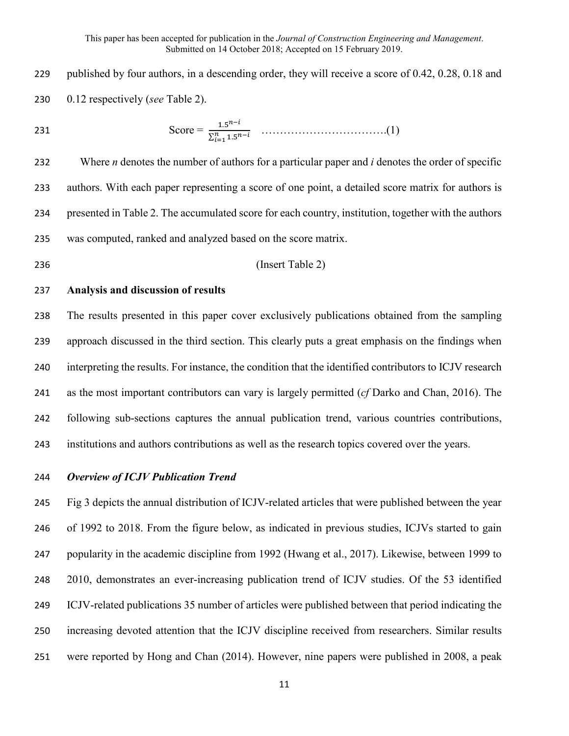published by four authors, in a descending order, they will receive a score of 0.42, 0.28, 0.18 and 0.12 respectively (*see* Table 2).

$$\text{Score} = \frac{1.5^{n-i}}{\sum_{i=1}^{n} 1.5^{n-i}} \quad \text{……………………………….(1)}$$

Where *n* denotes the number of authors for a particular paper and *i* denotes the order of specific authors. With each paper representing a score of one point, a detailed score matrix for authors is presented in Table 2. The accumulated score for each country, institution, together with the authors was computed, ranked and analyzed based on the score matrix.

(Insert Table 2)

## Analysis and discussion of results

The results presented in this paper cover exclusively publications obtained from the sampling approach discussed in the third section. This clearly puts a great emphasis on the findings when interpreting the results. For instance, the condition that the identified contributors to ICJV research as the most important contributors can vary is largely permitted (*cf* Darko and Chan, 2016). The following sub-sections captures the annual publication trend, various countries contributions, institutions and authors contributions as well as the research topics covered over the years.

### *Overview of ICJV Publication Trend*

Fig 3 depicts the annual distribution of ICJV-related articles that were published between the year of 1992 to 2018. From the figure below, as indicated in previous studies, ICJVs started to gain popularity in the academic discipline from 1992 (Hwang et al., 2017). Likewise, between 1999 to 2010, demonstrates an ever-increasing publication trend of ICJV studies. Of the 53 identified ICJV-related publications 35 number of articles were published between that period indicating the increasing devoted attention that the ICJV discipline received from researchers. Similar results were reported by Hong and Chan (2014). However, nine papers were published in 2008, a peak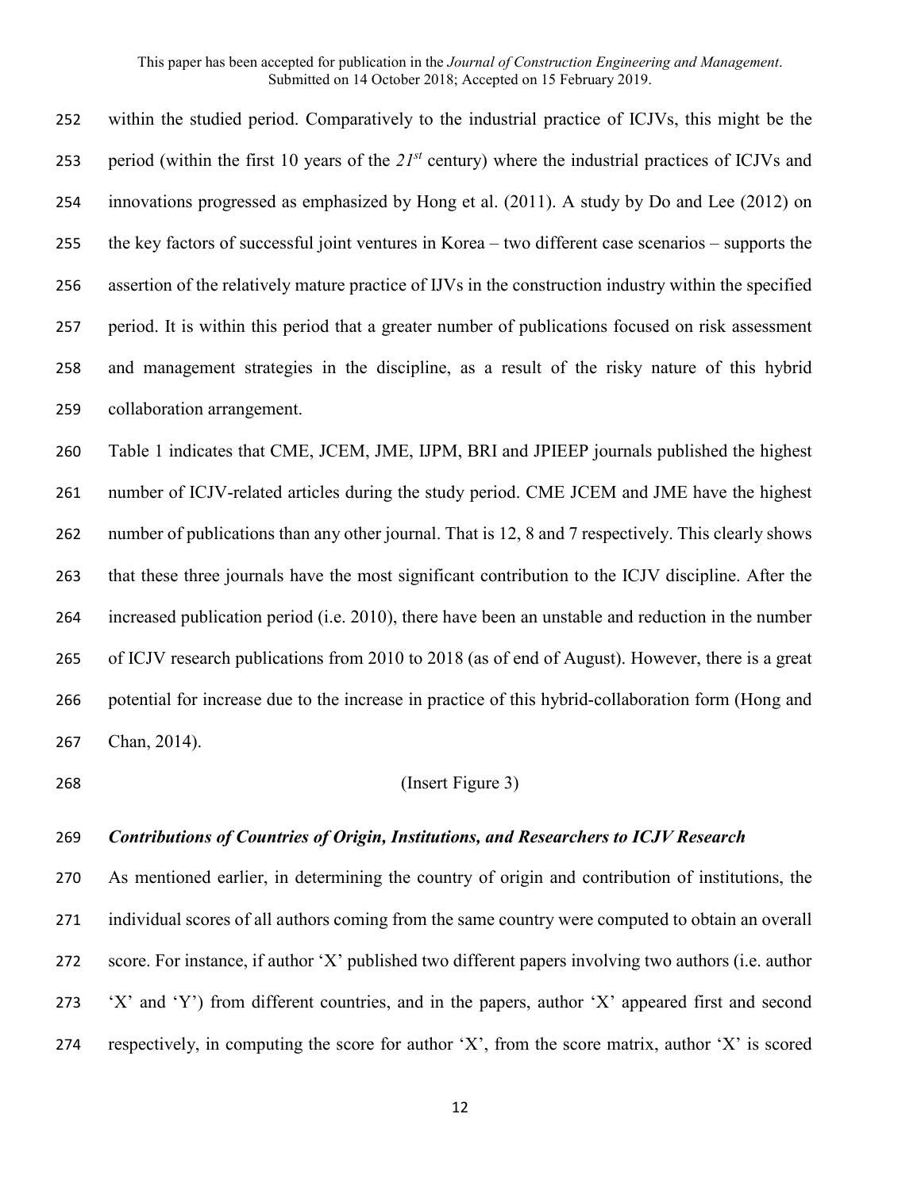within the studied period. Comparatively to the industrial practice of ICJVs, this might be the period (within the first 10 years of the *21st* century) where the industrial practices of ICJVs and innovations progressed as emphasized by Hong et al. (2011). A study by Do and Lee (2012) on the key factors of successful joint ventures in Korea – two different case scenarios – supports the assertion of the relatively mature practice of IJVs in the construction industry within the specified period. It is within this period that a greater number of publications focused on risk assessment and management strategies in the discipline, as a result of the risky nature of this hybrid collaboration arrangement.

Table 1 indicates that CME, JCEM, JME, IJPM, BRI and JPIEEP journals published the highest number of ICJV-related articles during the study period. CME JCEM and JME have the highest number of publications than any other journal. That is 12, 8 and 7 respectively. This clearly shows that these three journals have the most significant contribution to the ICJV discipline. After the increased publication period (i.e. 2010), there have been an unstable and reduction in the number of ICJV research publications from 2010 to 2018 (as of end of August). However, there is a great potential for increase due to the increase in practice of this hybrid-collaboration form (Hong and Chan, 2014).

(Insert Figure 3)

***Contributions of Countries of Origin, Institutions, and Researchers to ICJV Research***

As mentioned earlier, in determining the country of origin and contribution of institutions, the individual scores of all authors coming from the same country were computed to obtain an overall score. For instance, if author 'X' published two different papers involving two authors (i.e. author 'X' and 'Y') from different countries, and in the papers, author 'X' appeared first and second respectively, in computing the score for author 'X', from the score matrix, author 'X' is scored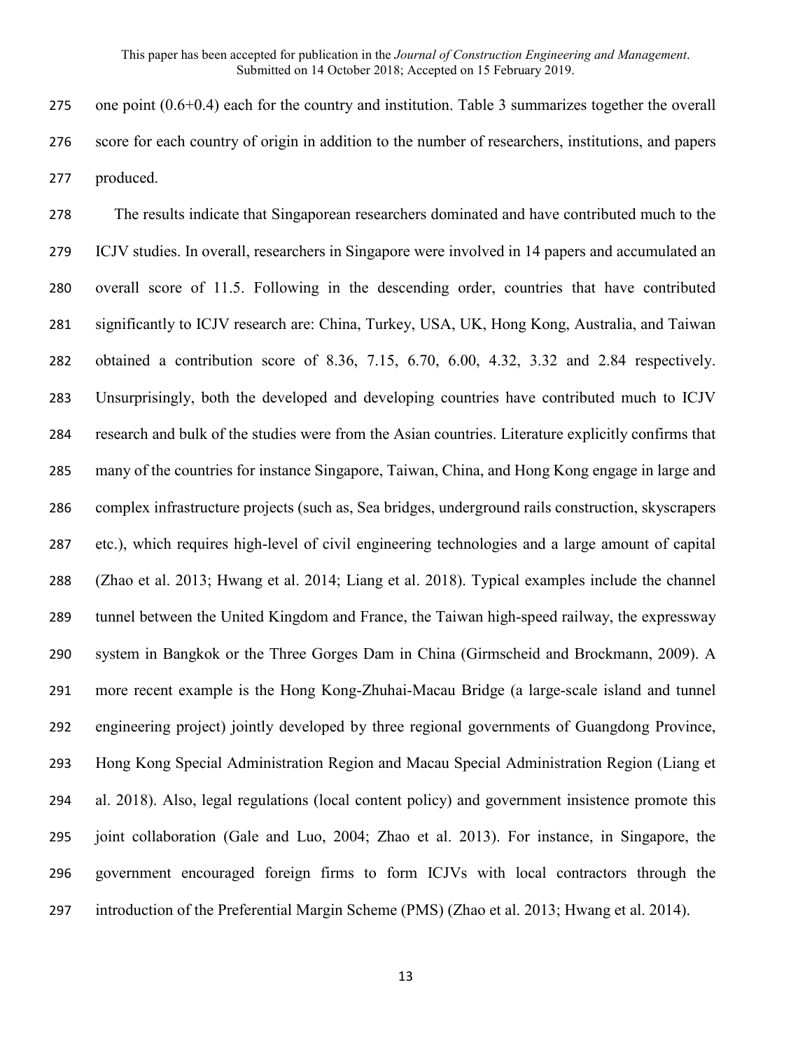one point (0.6+0.4) each for the country and institution. Table 3 summarizes together the overall score for each country of origin in addition to the number of researchers, institutions, and papers produced.

The results indicate that Singaporean researchers dominated and have contributed much to the ICJV studies. In overall, researchers in Singapore were involved in 14 papers and accumulated an overall score of 11.5. Following in the descending order, countries that have contributed significantly to ICJV research are: China, Turkey, USA, UK, Hong Kong, Australia, and Taiwan obtained a contribution score of 8.36, 7.15, 6.70, 6.00, 4.32, 3.32 and 2.84 respectively. Unsurprisingly, both the developed and developing countries have contributed much to ICJV research and bulk of the studies were from the Asian countries. Literature explicitly confirms that many of the countries for instance Singapore, Taiwan, China, and Hong Kong engage in large and complex infrastructure projects (such as, Sea bridges, underground rails construction, skyscrapers etc.), which requires high-level of civil engineering technologies and a large amount of capital (Zhao et al. 2013; Hwang et al. 2014; Liang et al. 2018). Typical examples include the channel tunnel between the United Kingdom and France, the Taiwan high-speed railway, the expressway system in Bangkok or the Three Gorges Dam in China (Girmscheid and Brockmann, 2009). A more recent example is the Hong Kong-Zhuhai-Macau Bridge (a large-scale island and tunnel engineering project) jointly developed by three regional governments of Guangdong Province, Hong Kong Special Administration Region and Macau Special Administration Region (Liang et al. 2018). Also, legal regulations (local content policy) and government insistence promote this joint collaboration (Gale and Luo, 2004; Zhao et al. 2013). For instance, in Singapore, the government encouraged foreign firms to form ICJVs with local contractors through the introduction of the Preferential Margin Scheme (PMS) (Zhao et al. 2013; Hwang et al. 2014).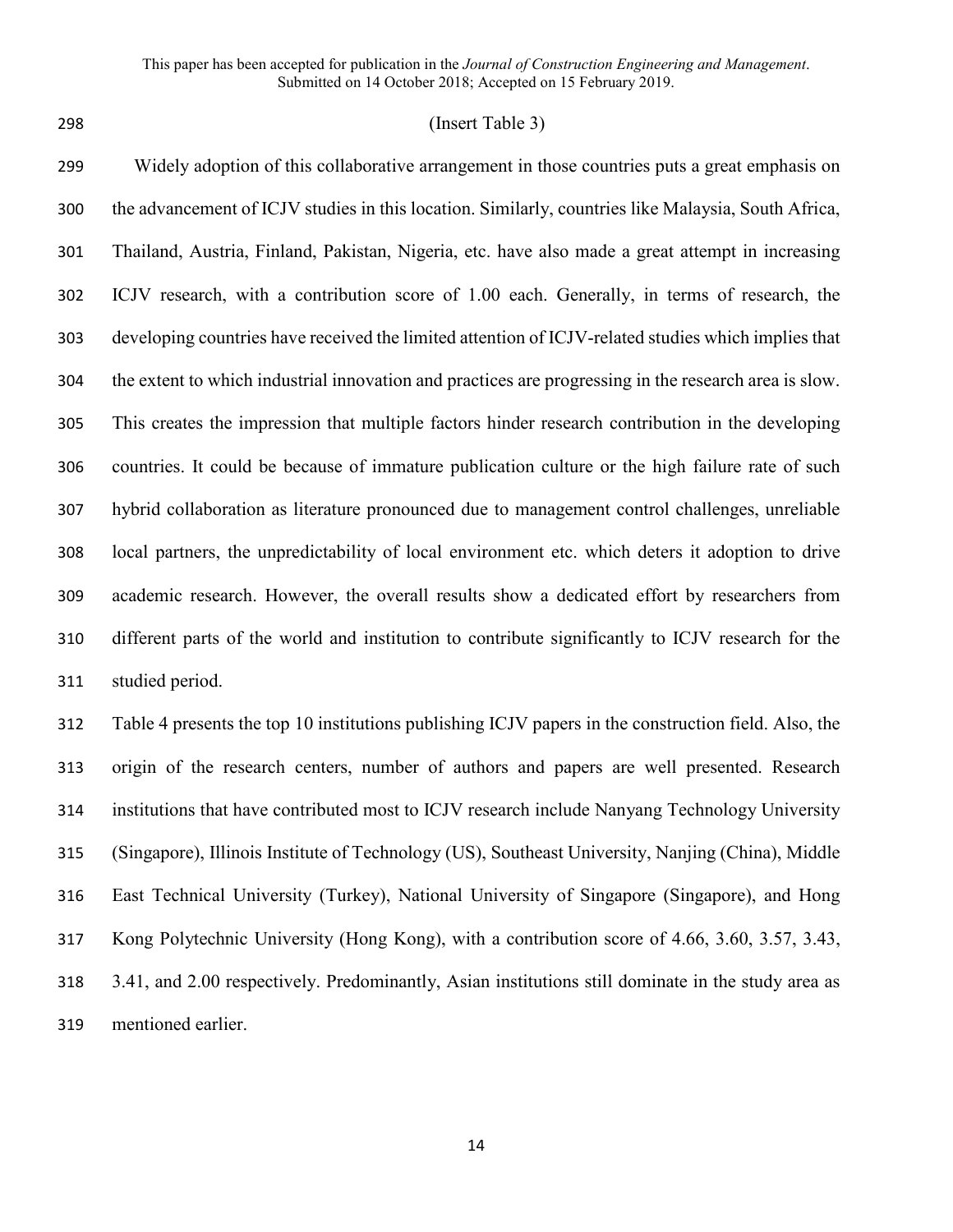(Insert Table 3)

Widely adoption of this collaborative arrangement in those countries puts a great emphasis on the advancement of ICJV studies in this location. Similarly, countries like Malaysia, South Africa, Thailand, Austria, Finland, Pakistan, Nigeria, etc. have also made a great attempt in increasing ICJV research, with a contribution score of 1.00 each. Generally, in terms of research, the developing countries have received the limited attention of ICJV-related studies which implies that the extent to which industrial innovation and practices are progressing in the research area is slow. This creates the impression that multiple factors hinder research contribution in the developing countries. It could be because of immature publication culture or the high failure rate of such hybrid collaboration as literature pronounced due to management control challenges, unreliable local partners, the unpredictability of local environment etc. which deters it adoption to drive academic research. However, the overall results show a dedicated effort by researchers from different parts of the world and institution to contribute significantly to ICJV research for the studied period.

Table 4 presents the top 10 institutions publishing ICJV papers in the construction field. Also, the origin of the research centers, number of authors and papers are well presented. Research institutions that have contributed most to ICJV research include Nanyang Technology University (Singapore), Illinois Institute of Technology (US), Southeast University, Nanjing (China), Middle East Technical University (Turkey), National University of Singapore (Singapore), and Hong Kong Polytechnic University (Hong Kong), with a contribution score of 4.66, 3.60, 3.57, 3.43, 3.41, and 2.00 respectively. Predominantly, Asian institutions still dominate in the study area as mentioned earlier.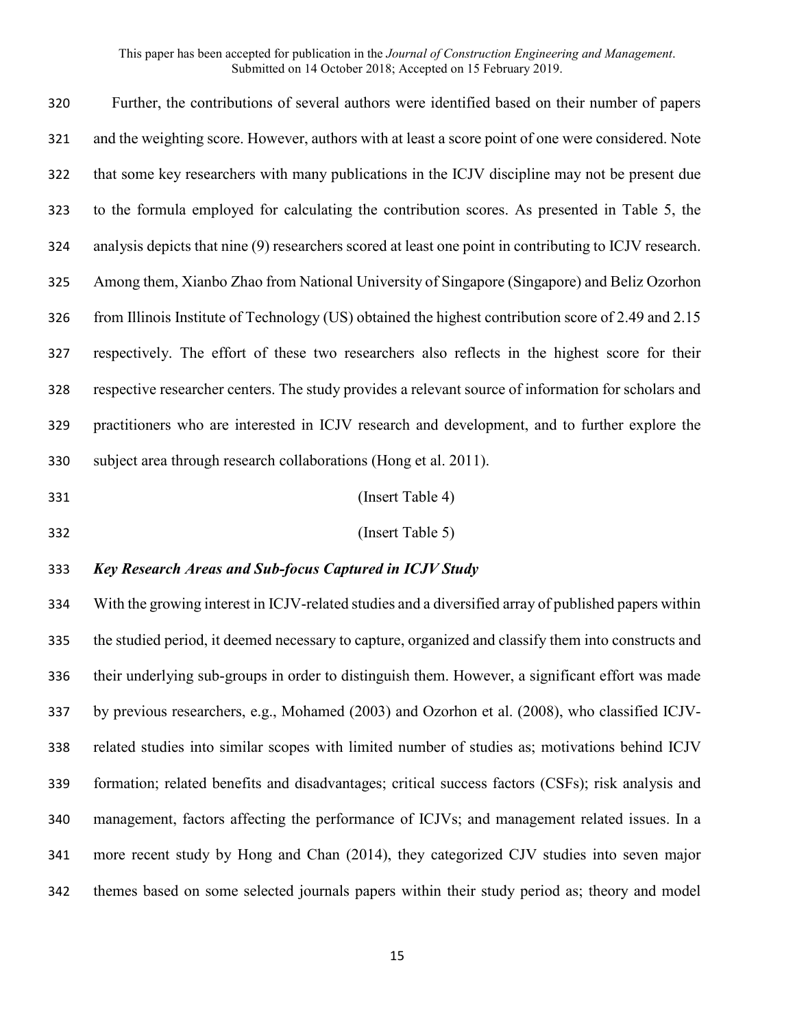Further, the contributions of several authors were identified based on their number of papers and the weighting score. However, authors with at least a score point of one were considered. Note that some key researchers with many publications in the ICJV discipline may not be present due to the formula employed for calculating the contribution scores. As presented in Table 5, the analysis depicts that nine (9) researchers scored at least one point in contributing to ICJV research. Among them, Xianbo Zhao from National University of Singapore (Singapore) and Beliz Ozorhon from Illinois Institute of Technology (US) obtained the highest contribution score of 2.49 and 2.15 respectively. The effort of these two researchers also reflects in the highest score for their respective researcher centers. The study provides a relevant source of information for scholars and practitioners who are interested in ICJV research and development, and to further explore the subject area through research collaborations (Hong et al. 2011).

(Insert Table 4)

(Insert Table 5)

***Key Research Areas and Sub-focus Captured in ICJV Study***

With the growing interest in ICJV-related studies and a diversified array of published papers within the studied period, it deemed necessary to capture, organized and classify them into constructs and their underlying sub-groups in order to distinguish them. However, a significant effort was made by previous researchers, e.g., Mohamed (2003) and Ozorhon et al. (2008), who classified ICJV-related studies into similar scopes with limited number of studies as; motivations behind ICJV formation; related benefits and disadvantages; critical success factors (CSFs); risk analysis and management, factors affecting the performance of ICJVs; and management related issues. In a more recent study by Hong and Chan (2014), they categorized CJV studies into seven major themes based on some selected journals papers within their study period as; theory and model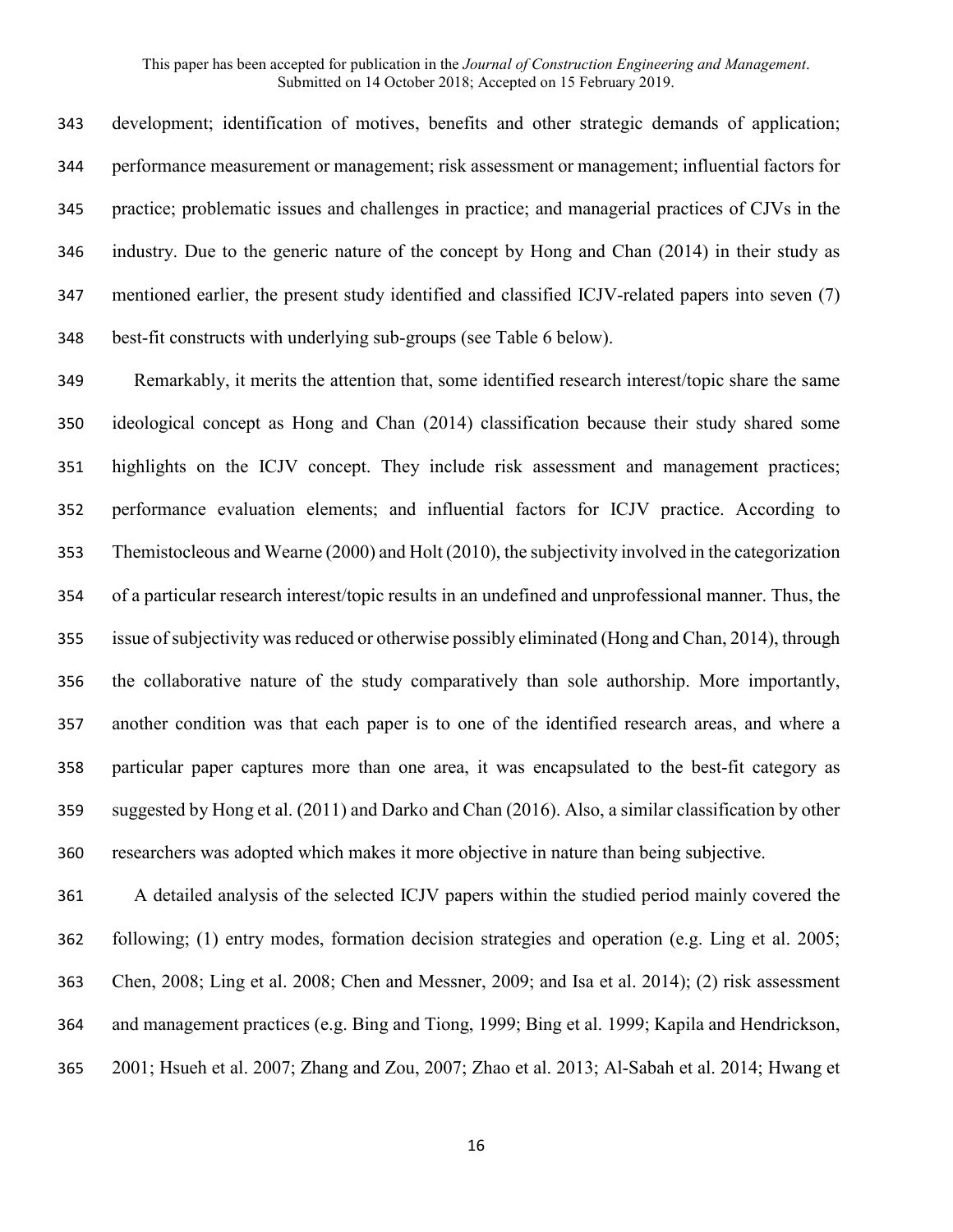development; identification of motives, benefits and other strategic demands of application; performance measurement or management; risk assessment or management; influential factors for practice; problematic issues and challenges in practice; and managerial practices of CJVs in the industry. Due to the generic nature of the concept by Hong and Chan (2014) in their study as mentioned earlier, the present study identified and classified ICJV-related papers into seven (7) best-fit constructs with underlying sub-groups (see Table 6 below).

Remarkably, it merits the attention that, some identified research interest/topic share the same ideological concept as Hong and Chan (2014) classification because their study shared some highlights on the ICJV concept. They include risk assessment and management practices; performance evaluation elements; and influential factors for ICJV practice. According to Themistocleous and Wearne (2000) and Holt (2010), the subjectivity involved in the categorization of a particular research interest/topic results in an undefined and unprofessional manner. Thus, the issue of subjectivity was reduced or otherwise possibly eliminated (Hong and Chan, 2014), through the collaborative nature of the study comparatively than sole authorship. More importantly, another condition was that each paper is to one of the identified research areas, and where a particular paper captures more than one area, it was encapsulated to the best-fit category as suggested by Hong et al. (2011) and Darko and Chan (2016). Also, a similar classification by other researchers was adopted which makes it more objective in nature than being subjective.

A detailed analysis of the selected ICJV papers within the studied period mainly covered the following; (1) entry modes, formation decision strategies and operation (e.g. Ling et al. 2005; Chen, 2008; Ling et al. 2008; Chen and Messner, 2009; and Isa et al. 2014); (2) risk assessment and management practices (e.g. Bing and Tiong, 1999; Bing et al. 1999; Kapila and Hendrickson, 2001; Hsueh et al. 2007; Zhang and Zou, 2007; Zhao et al. 2013; Al-Sabah et al. 2014; Hwang et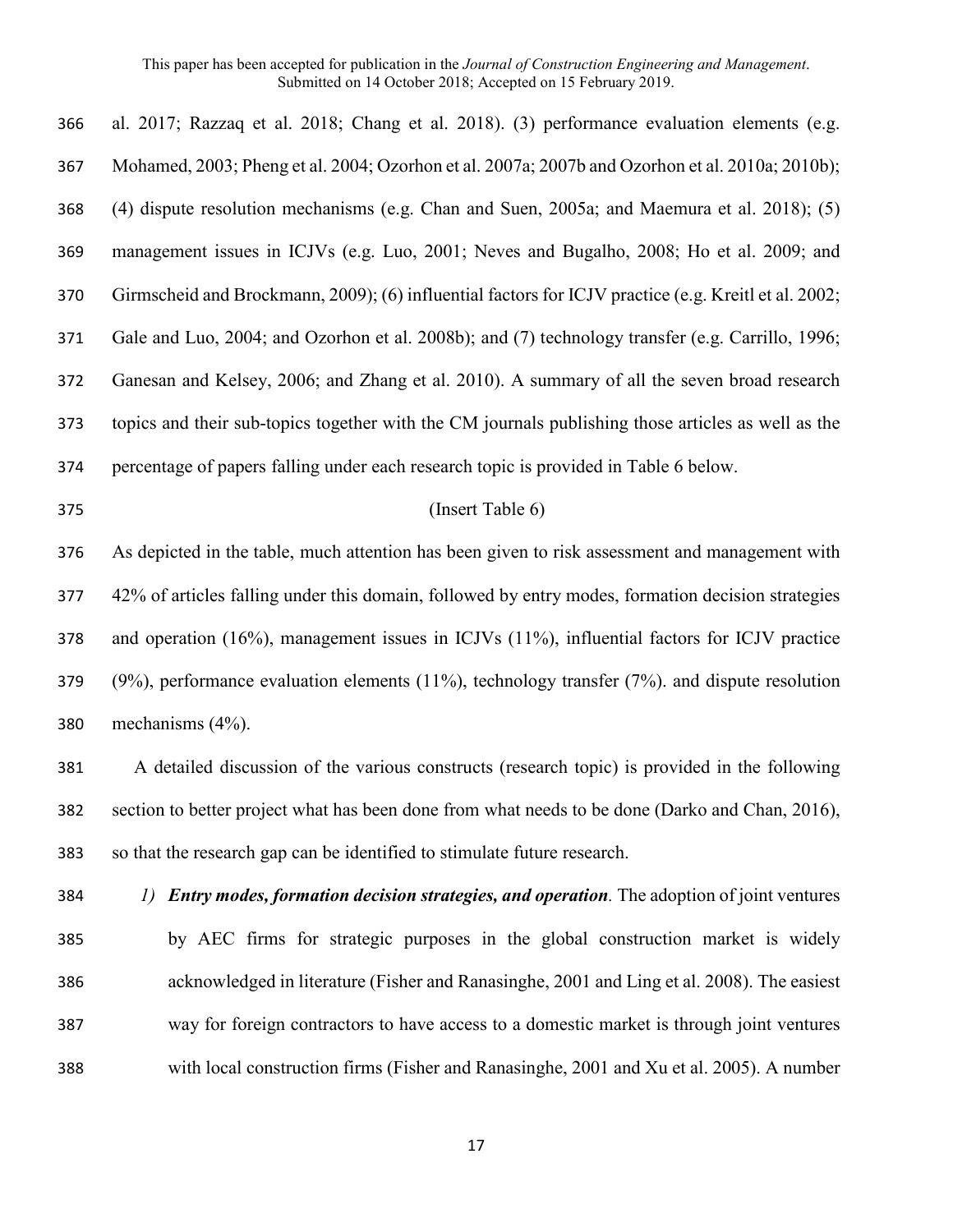al. 2017; Razzaq et al. 2018; Chang et al. 2018). (3) performance evaluation elements (e.g. Mohamed, 2003; Pheng et al. 2004; Ozorhon et al. 2007a; 2007b and Ozorhon et al. 2010a; 2010b); (4) dispute resolution mechanisms (e.g. Chan and Suen, 2005a; and Maemura et al. 2018); (5) management issues in ICJVs (e.g. Luo, 2001; Neves and Bugalho, 2008; Ho et al. 2009; and Girmscheid and Brockmann, 2009); (6) influential factors for ICJV practice (e.g. Kreitl et al. 2002; Gale and Luo, 2004; and Ozorhon et al. 2008b); and (7) technology transfer (e.g. Carrillo, 1996; Ganesan and Kelsey, 2006; and Zhang et al. 2010). A summary of all the seven broad research topics and their sub-topics together with the CM journals publishing those articles as well as the percentage of papers falling under each research topic is provided in Table 6 below.

(Insert Table 6)

As depicted in the table, much attention has been given to risk assessment and management with 42% of articles falling under this domain, followed by entry modes, formation decision strategies and operation (16%), management issues in ICJVs (11%), influential factors for ICJV practice (9%), performance evaluation elements (11%), technology transfer (7%). and dispute resolution mechanisms (4%).

A detailed discussion of the various constructs (research topic) is provided in the following section to better project what has been done from what needs to be done (Darko and Chan, 2016), so that the research gap can be identified to stimulate future research.

*1)* ***Entry modes, formation decision strategies, and operation****.* The adoption of joint ventures by AEC firms for strategic purposes in the global construction market is widely acknowledged in literature (Fisher and Ranasinghe, 2001 and Ling et al. 2008). The easiest way for foreign contractors to have access to a domestic market is through joint ventures with local construction firms (Fisher and Ranasinghe, 2001 and Xu et al. 2005). A number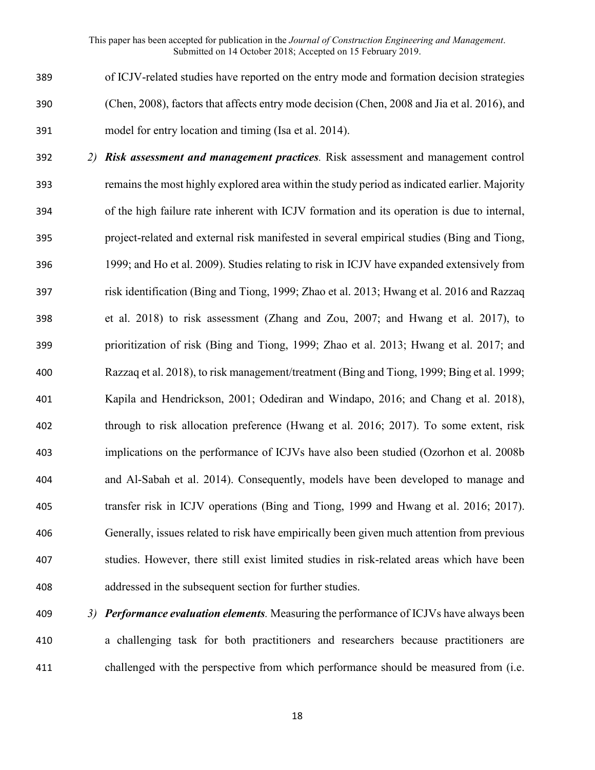of ICJV-related studies have reported on the entry mode and formation decision strategies (Chen, 2008), factors that affects entry mode decision (Chen, 2008 and Jia et al. 2016), and model for entry location and timing (Isa et al. 2014).

2) ***Risk assessment and management practices.*** Risk assessment and management control remains the most highly explored area within the study period as indicated earlier. Majority of the high failure rate inherent with ICJV formation and its operation is due to internal, project-related and external risk manifested in several empirical studies (Bing and Tiong, 1999; and Ho et al. 2009). Studies relating to risk in ICJV have expanded extensively from risk identification (Bing and Tiong, 1999; Zhao et al. 2013; Hwang et al. 2016 and Razzaq et al. 2018) to risk assessment (Zhang and Zou, 2007; and Hwang et al. 2017), to prioritization of risk (Bing and Tiong, 1999; Zhao et al. 2013; Hwang et al. 2017; and Razzaq et al. 2018), to risk management/treatment (Bing and Tiong, 1999; Bing et al. 1999; Kapila and Hendrickson, 2001; Odediran and Windapo, 2016; and Chang et al. 2018), through to risk allocation preference (Hwang et al. 2016; 2017). To some extent, risk implications on the performance of ICJVs have also been studied (Ozorhon et al. 2008b and Al-Sabah et al. 2014). Consequently, models have been developed to manage and transfer risk in ICJV operations (Bing and Tiong, 1999 and Hwang et al. 2016; 2017). Generally, issues related to risk have empirically been given much attention from previous studies. However, there still exist limited studies in risk-related areas which have been addressed in the subsequent section for further studies.

3) ***Performance evaluation elements.*** Measuring the performance of ICJVs have always been a challenging task for both practitioners and researchers because practitioners are challenged with the perspective from which performance should be measured from (i.e.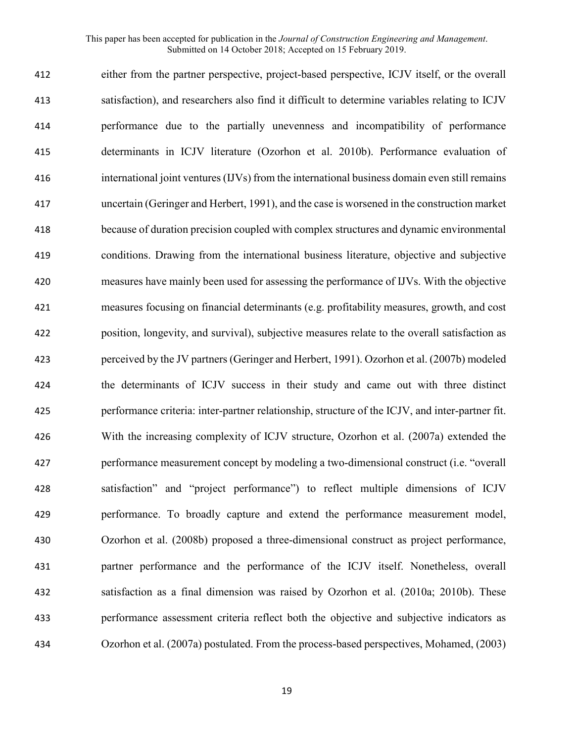either from the partner perspective, project-based perspective, ICJV itself, or the overall satisfaction), and researchers also find it difficult to determine variables relating to ICJV performance due to the partially unevenness and incompatibility of performance determinants in ICJV literature (Ozorhon et al. 2010b). Performance evaluation of international joint ventures (IJVs) from the international business domain even still remains uncertain (Geringer and Herbert, 1991), and the case is worsened in the construction market because of duration precision coupled with complex structures and dynamic environmental conditions. Drawing from the international business literature, objective and subjective measures have mainly been used for assessing the performance of IJVs. With the objective measures focusing on financial determinants (e.g. profitability measures, growth, and cost position, longevity, and survival), subjective measures relate to the overall satisfaction as perceived by the JV partners (Geringer and Herbert, 1991). Ozorhon et al. (2007b) modeled the determinants of ICJV success in their study and came out with three distinct performance criteria: inter-partner relationship, structure of the ICJV, and inter-partner fit. With the increasing complexity of ICJV structure, Ozorhon et al. (2007a) extended the performance measurement concept by modeling a two-dimensional construct (i.e. "overall satisfaction" and "project performance") to reflect multiple dimensions of ICJV performance. To broadly capture and extend the performance measurement model, Ozorhon et al. (2008b) proposed a three-dimensional construct as project performance, partner performance and the performance of the ICJV itself. Nonetheless, overall satisfaction as a final dimension was raised by Ozorhon et al. (2010a; 2010b). These performance assessment criteria reflect both the objective and subjective indicators as Ozorhon et al. (2007a) postulated. From the process-based perspectives, Mohamed, (2003)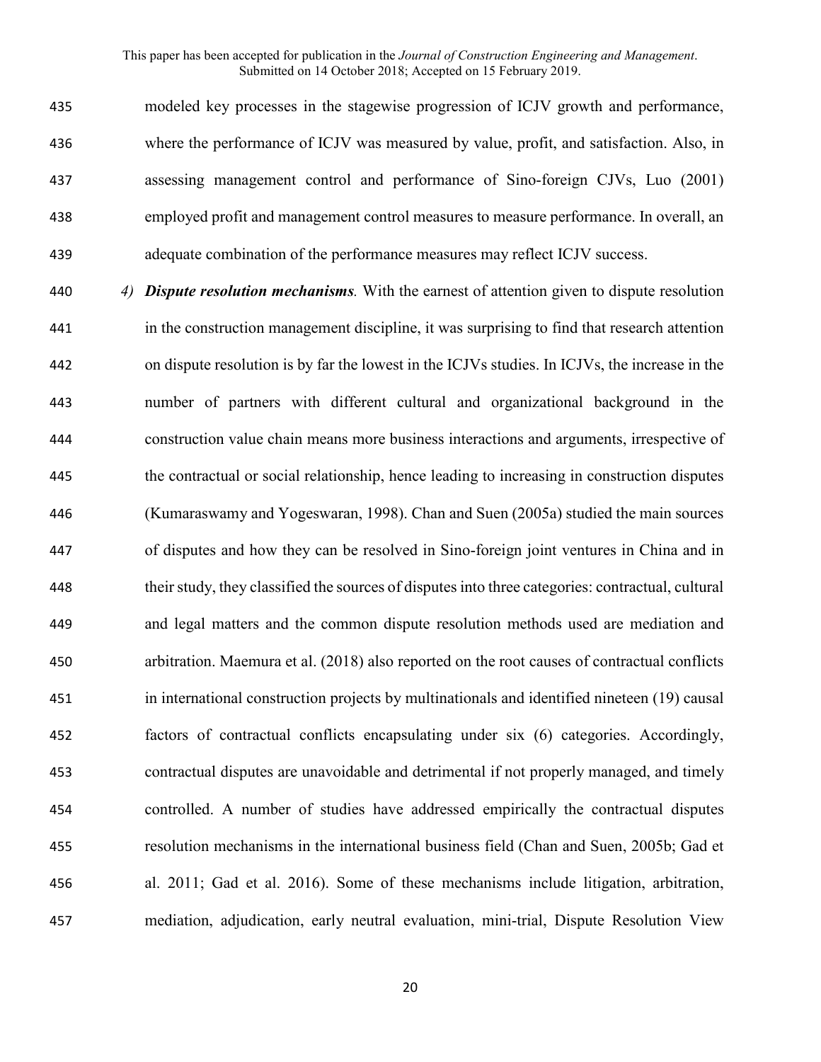modeled key processes in the stagewise progression of ICJV growth and performance, where the performance of ICJV was measured by value, profit, and satisfaction. Also, in assessing management control and performance of Sino-foreign CJVs, Luo (2001) employed profit and management control measures to measure performance. In overall, an adequate combination of the performance measures may reflect ICJV success.

*4)* ***Dispute resolution mechanisms****.* With the earnest of attention given to dispute resolution in the construction management discipline, it was surprising to find that research attention on dispute resolution is by far the lowest in the ICJVs studies. In ICJVs, the increase in the number of partners with different cultural and organizational background in the construction value chain means more business interactions and arguments, irrespective of the contractual or social relationship, hence leading to increasing in construction disputes (Kumaraswamy and Yogeswaran, 1998). Chan and Suen (2005a) studied the main sources of disputes and how they can be resolved in Sino-foreign joint ventures in China and in their study, they classified the sources of disputes into three categories: contractual, cultural and legal matters and the common dispute resolution methods used are mediation and arbitration. Maemura et al. (2018) also reported on the root causes of contractual conflicts in international construction projects by multinationals and identified nineteen (19) causal factors of contractual conflicts encapsulating under six (6) categories. Accordingly, contractual disputes are unavoidable and detrimental if not properly managed, and timely controlled. A number of studies have addressed empirically the contractual disputes resolution mechanisms in the international business field (Chan and Suen, 2005b; Gad et al. 2011; Gad et al. 2016). Some of these mechanisms include litigation, arbitration, mediation, adjudication, early neutral evaluation, mini-trial, Dispute Resolution View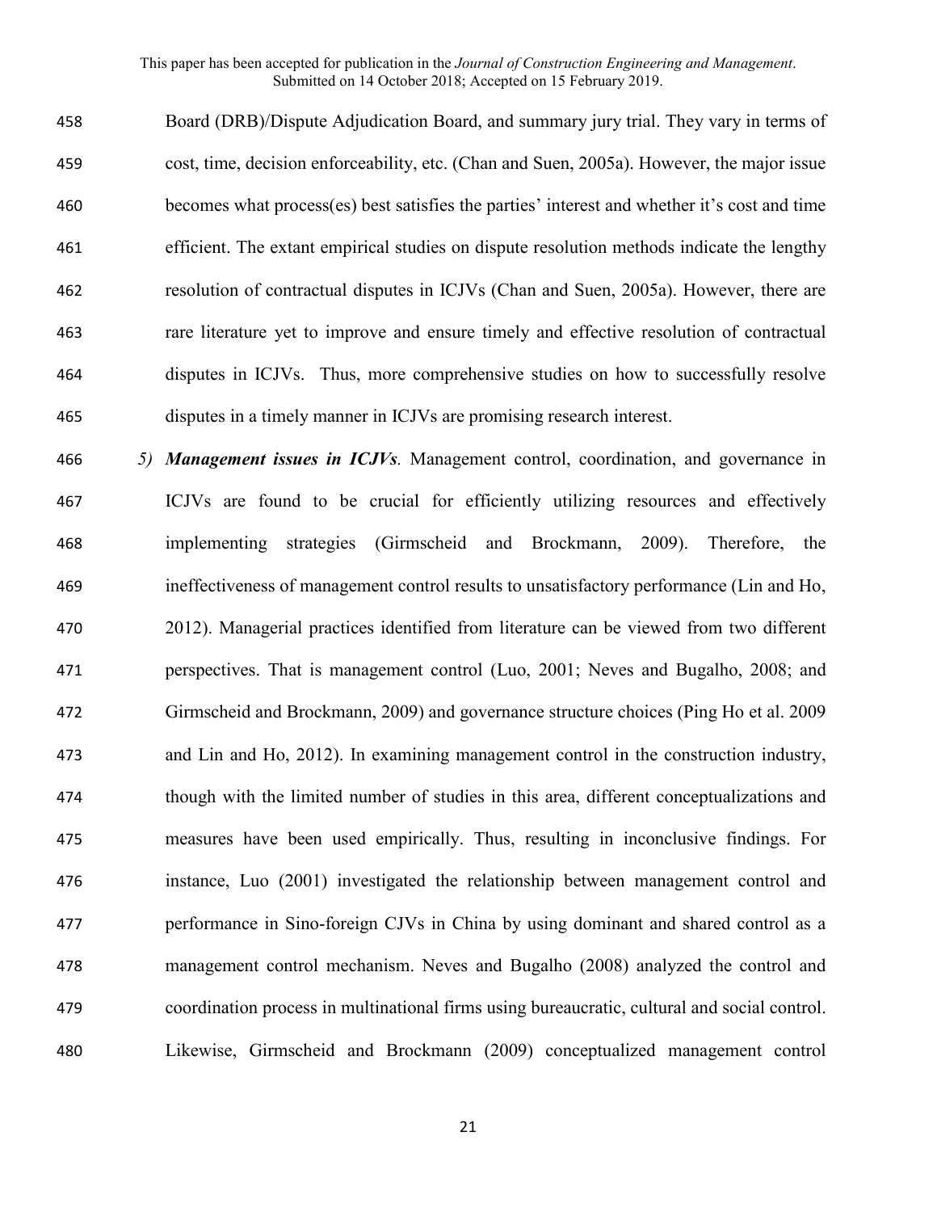Board (DRB)/Dispute Adjudication Board, and summary jury trial. They vary in terms of cost, time, decision enforceability, etc. (Chan and Suen, 2005a). However, the major issue becomes what process(es) best satisfies the parties' interest and whether it's cost and time efficient. The extant empirical studies on dispute resolution methods indicate the lengthy resolution of contractual disputes in ICJVs (Chan and Suen, 2005a). However, there are rare literature yet to improve and ensure timely and effective resolution of contractual disputes in ICJVs. Thus, more comprehensive studies on how to successfully resolve disputes in a timely manner in ICJVs are promising research interest.

5) ***Management issues in ICJVs****.* Management control, coordination, and governance in ICJVs are found to be crucial for efficiently utilizing resources and effectively implementing strategies (Girmscheid and Brockmann, 2009). Therefore, the ineffectiveness of management control results to unsatisfactory performance (Lin and Ho, 2012). Managerial practices identified from literature can be viewed from two different perspectives. That is management control (Luo, 2001; Neves and Bugalho, 2008; and Girmscheid and Brockmann, 2009) and governance structure choices (Ping Ho et al. 2009 and Lin and Ho, 2012). In examining management control in the construction industry, though with the limited number of studies in this area, different conceptualizations and measures have been used empirically. Thus, resulting in inconclusive findings. For instance, Luo (2001) investigated the relationship between management control and performance in Sino-foreign CJVs in China by using dominant and shared control as a management control mechanism. Neves and Bugalho (2008) analyzed the control and coordination process in multinational firms using bureaucratic, cultural and social control. Likewise, Girmscheid and Brockmann (2009) conceptualized management control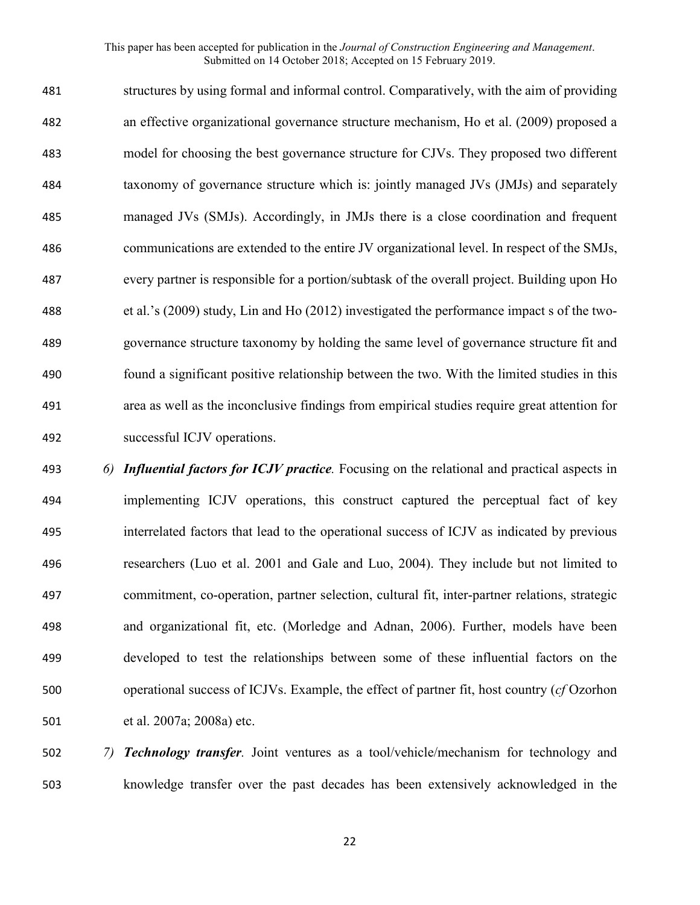structures by using formal and informal control. Comparatively, with the aim of providing an effective organizational governance structure mechanism, Ho et al. (2009) proposed a model for choosing the best governance structure for CJVs. They proposed two different taxonomy of governance structure which is: jointly managed JVs (JMJs) and separately managed JVs (SMJs). Accordingly, in JMJs there is a close coordination and frequent communications are extended to the entire JV organizational level. In respect of the SMJs, every partner is responsible for a portion/subtask of the overall project. Building upon Ho et al.'s (2009) study, Lin and Ho (2012) investigated the performance impact s of the two-governance structure taxonomy by holding the same level of governance structure fit and found a significant positive relationship between the two. With the limited studies in this area as well as the inconclusive findings from empirical studies require great attention for successful ICJV operations.

*6)* ***Influential factors for ICJV practice****.* Focusing on the relational and practical aspects in implementing ICJV operations, this construct captured the perceptual fact of key interrelated factors that lead to the operational success of ICJV as indicated by previous researchers (Luo et al. 2001 and Gale and Luo, 2004). They include but not limited to commitment, co-operation, partner selection, cultural fit, inter-partner relations, strategic and organizational fit, etc. (Morledge and Adnan, 2006). Further, models have been developed to test the relationships between some of these influential factors on the operational success of ICJVs. Example, the effect of partner fit, host country (*cf* Ozorhon et al. 2007a; 2008a) etc.

*7)* ***Technology transfer****.* Joint ventures as a tool/vehicle/mechanism for technology and knowledge transfer over the past decades has been extensively acknowledged in the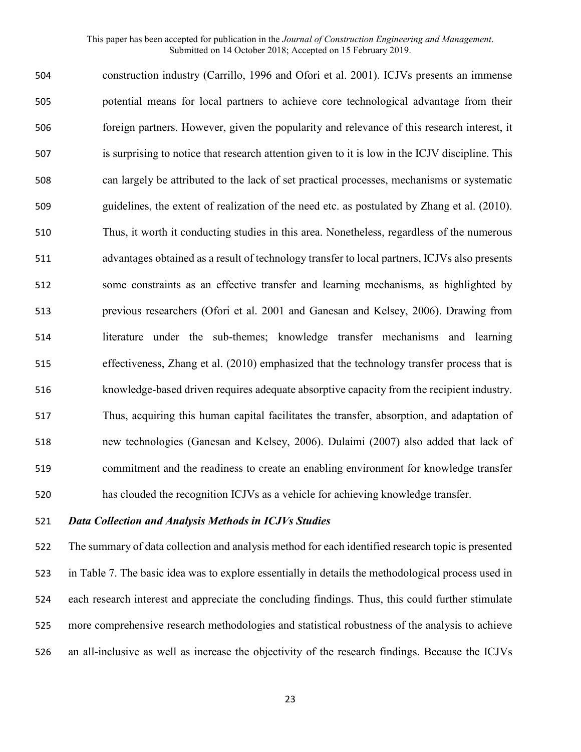construction industry (Carrillo, 1996 and Ofori et al. 2001). ICJVs presents an immense potential means for local partners to achieve core technological advantage from their foreign partners. However, given the popularity and relevance of this research interest, it is surprising to notice that research attention given to it is low in the ICJV discipline. This can largely be attributed to the lack of set practical processes, mechanisms or systematic guidelines, the extent of realization of the need etc. as postulated by Zhang et al. (2010). Thus, it worth it conducting studies in this area. Nonetheless, regardless of the numerous advantages obtained as a result of technology transfer to local partners, ICJVs also presents some constraints as an effective transfer and learning mechanisms, as highlighted by previous researchers (Ofori et al. 2001 and Ganesan and Kelsey, 2006). Drawing from literature under the sub-themes; knowledge transfer mechanisms and learning effectiveness, Zhang et al. (2010) emphasized that the technology transfer process that is knowledge-based driven requires adequate absorptive capacity from the recipient industry. Thus, acquiring this human capital facilitates the transfer, absorption, and adaptation of new technologies (Ganesan and Kelsey, 2006). Dulaimi (2007) also added that lack of commitment and the readiness to create an enabling environment for knowledge transfer has clouded the recognition ICJVs as a vehicle for achieving knowledge transfer.

***Data Collection and Analysis Methods in ICJVs Studies***

The summary of data collection and analysis method for each identified research topic is presented in Table 7. The basic idea was to explore essentially in details the methodological process used in each research interest and appreciate the concluding findings. Thus, this could further stimulate more comprehensive research methodologies and statistical robustness of the analysis to achieve an all-inclusive as well as increase the objectivity of the research findings. Because the ICJVs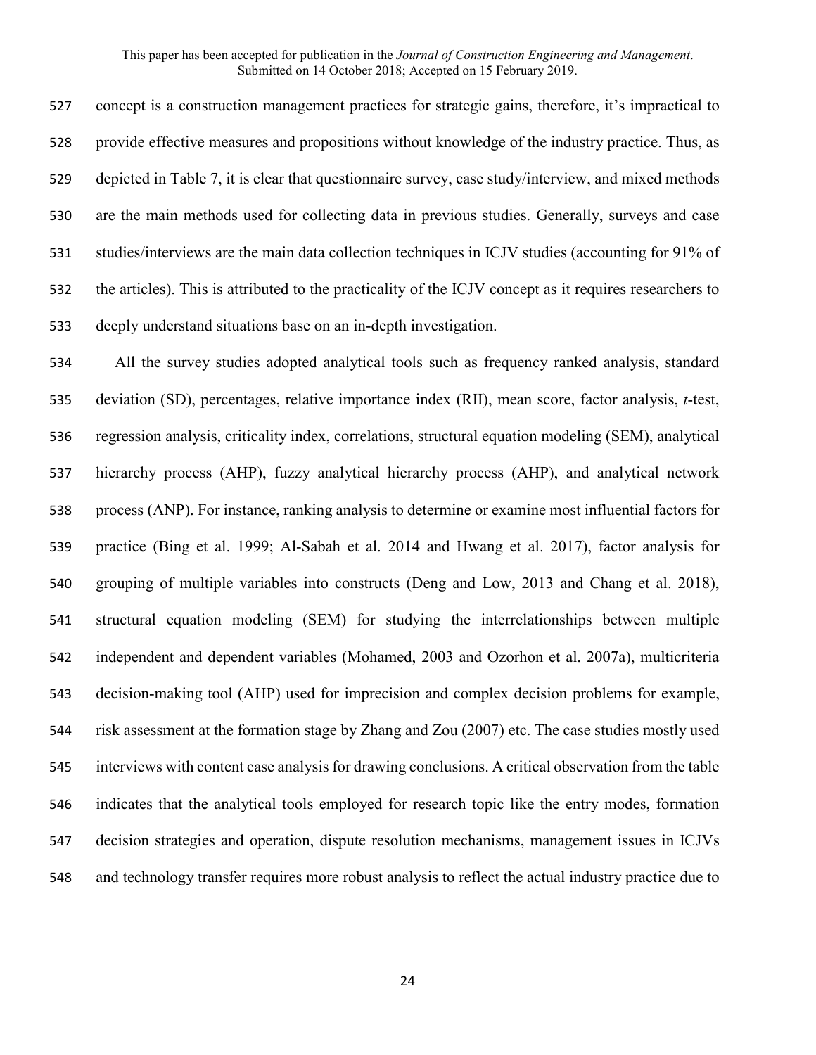concept is a construction management practices for strategic gains, therefore, it's impractical to provide effective measures and propositions without knowledge of the industry practice. Thus, as depicted in Table 7, it is clear that questionnaire survey, case study/interview, and mixed methods are the main methods used for collecting data in previous studies. Generally, surveys and case studies/interviews are the main data collection techniques in ICJV studies (accounting for 91% of the articles). This is attributed to the practicality of the ICJV concept as it requires researchers to deeply understand situations base on an in-depth investigation.

All the survey studies adopted analytical tools such as frequency ranked analysis, standard deviation (SD), percentages, relative importance index (RII), mean score, factor analysis, *t*-test, regression analysis, criticality index, correlations, structural equation modeling (SEM), analytical hierarchy process (AHP), fuzzy analytical hierarchy process (AHP), and analytical network process (ANP). For instance, ranking analysis to determine or examine most influential factors for practice (Bing et al. 1999; Al-Sabah et al. 2014 and Hwang et al. 2017), factor analysis for grouping of multiple variables into constructs (Deng and Low, 2013 and Chang et al. 2018), structural equation modeling (SEM) for studying the interrelationships between multiple independent and dependent variables (Mohamed, 2003 and Ozorhon et al. 2007a), multicriteria decision-making tool (AHP) used for imprecision and complex decision problems for example, risk assessment at the formation stage by Zhang and Zou (2007) etc. The case studies mostly used interviews with content case analysis for drawing conclusions. A critical observation from the table indicates that the analytical tools employed for research topic like the entry modes, formation decision strategies and operation, dispute resolution mechanisms, management issues in ICJVs and technology transfer requires more robust analysis to reflect the actual industry practice due to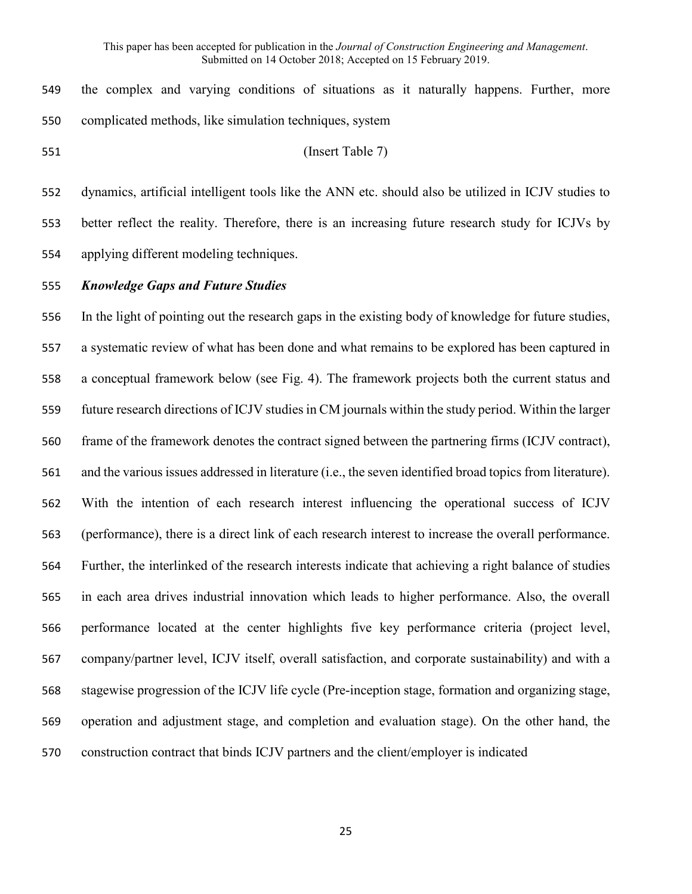the complex and varying conditions of situations as it naturally happens. Further, more complicated methods, like simulation techniques, system

(Insert Table 7)

dynamics, artificial intelligent tools like the ANN etc. should also be utilized in ICJV studies to better reflect the reality. Therefore, there is an increasing future research study for ICJVs by applying different modeling techniques.

***Knowledge Gaps and Future Studies***

In the light of pointing out the research gaps in the existing body of knowledge for future studies, a systematic review of what has been done and what remains to be explored has been captured in a conceptual framework below (see Fig. 4). The framework projects both the current status and future research directions of ICJV studies in CM journals within the study period. Within the larger frame of the framework denotes the contract signed between the partnering firms (ICJV contract), and the various issues addressed in literature (i.e., the seven identified broad topics from literature). With the intention of each research interest influencing the operational success of ICJV (performance), there is a direct link of each research interest to increase the overall performance. Further, the interlinked of the research interests indicate that achieving a right balance of studies in each area drives industrial innovation which leads to higher performance. Also, the overall performance located at the center highlights five key performance criteria (project level, company/partner level, ICJV itself, overall satisfaction, and corporate sustainability) and with a stagewise progression of the ICJV life cycle (Pre-inception stage, formation and organizing stage, operation and adjustment stage, and completion and evaluation stage). On the other hand, the construction contract that binds ICJV partners and the client/employer is indicated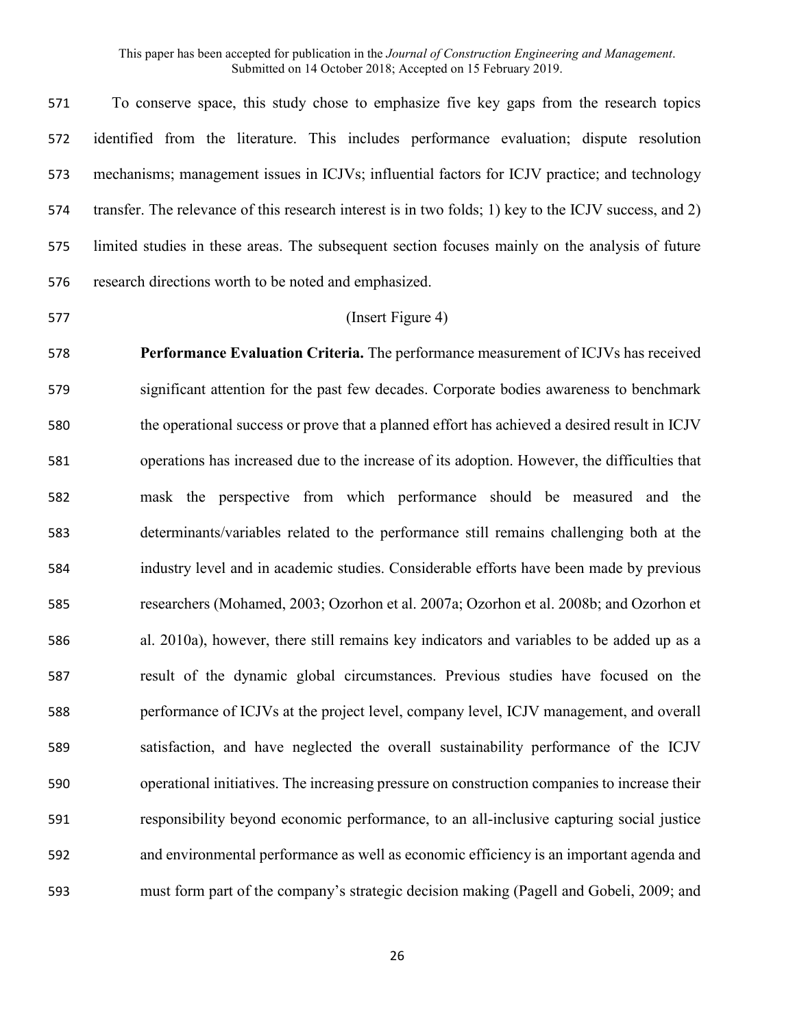To conserve space, this study chose to emphasize five key gaps from the research topics identified from the literature. This includes performance evaluation; dispute resolution mechanisms; management issues in ICJVs; influential factors for ICJV practice; and technology transfer. The relevance of this research interest is in two folds; 1) key to the ICJV success, and 2) limited studies in these areas. The subsequent section focuses mainly on the analysis of future research directions worth to be noted and emphasized.

(Insert Figure 4)

**Performance Evaluation Criteria.** The performance measurement of ICJVs has received significant attention for the past few decades. Corporate bodies awareness to benchmark the operational success or prove that a planned effort has achieved a desired result in ICJV operations has increased due to the increase of its adoption. However, the difficulties that mask the perspective from which performance should be measured and the determinants/variables related to the performance still remains challenging both at the industry level and in academic studies. Considerable efforts have been made by previous researchers (Mohamed, 2003; Ozorhon et al. 2007a; Ozorhon et al. 2008b; and Ozorhon et al. 2010a), however, there still remains key indicators and variables to be added up as a result of the dynamic global circumstances. Previous studies have focused on the performance of ICJVs at the project level, company level, ICJV management, and overall satisfaction, and have neglected the overall sustainability performance of the ICJV operational initiatives. The increasing pressure on construction companies to increase their responsibility beyond economic performance, to an all-inclusive capturing social justice and environmental performance as well as economic efficiency is an important agenda and must form part of the company's strategic decision making (Pagell and Gobeli, 2009; and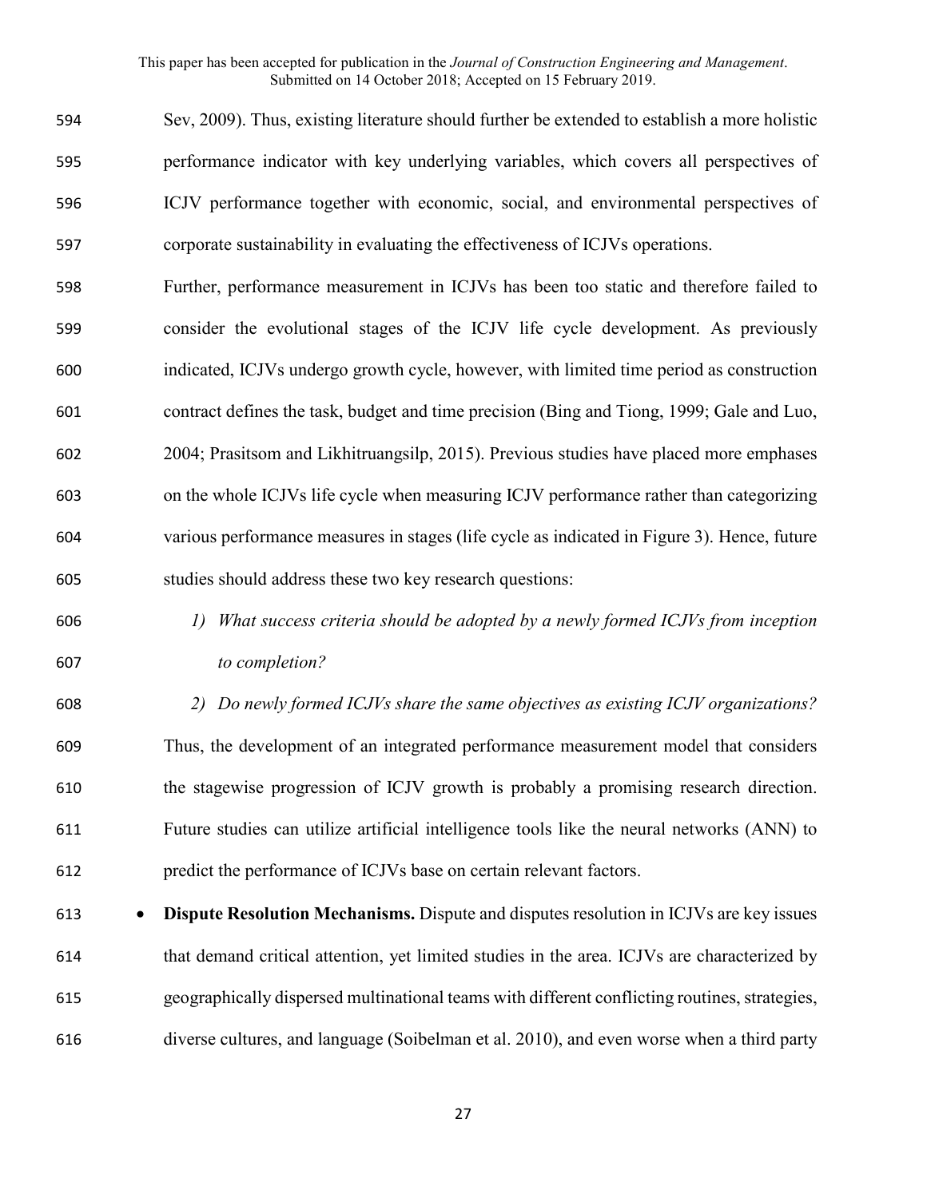Sev, 2009). Thus, existing literature should further be extended to establish a more holistic performance indicator with key underlying variables, which covers all perspectives of ICJV performance together with economic, social, and environmental perspectives of corporate sustainability in evaluating the effectiveness of ICJVs operations.

Further, performance measurement in ICJVs has been too static and therefore failed to consider the evolutional stages of the ICJV life cycle development. As previously indicated, ICJVs undergo growth cycle, however, with limited time period as construction contract defines the task, budget and time precision (Bing and Tiong, 1999; Gale and Luo, 2004; Prasitsom and Likhitruangsilp, 2015). Previous studies have placed more emphases on the whole ICJVs life cycle when measuring ICJV performance rather than categorizing various performance measures in stages (life cycle as indicated in Figure 3). Hence, future studies should address these two key research questions:

1) *What success criteria should be adopted by a newly formed ICJVs from inception to completion?*
2) *Do newly formed ICJVs share the same objectives as existing ICJV organizations?*

Thus, the development of an integrated performance measurement model that considers the stagewise progression of ICJV growth is probably a promising research direction. Future studies can utilize artificial intelligence tools like the neural networks (ANN) to predict the performance of ICJVs base on certain relevant factors.

- **Dispute Resolution Mechanisms.** Dispute and disputes resolution in ICJVs are key issues that demand critical attention, yet limited studies in the area. ICJVs are characterized by geographically dispersed multinational teams with different conflicting routines, strategies, diverse cultures, and language (Soibelman et al. 2010), and even worse when a third party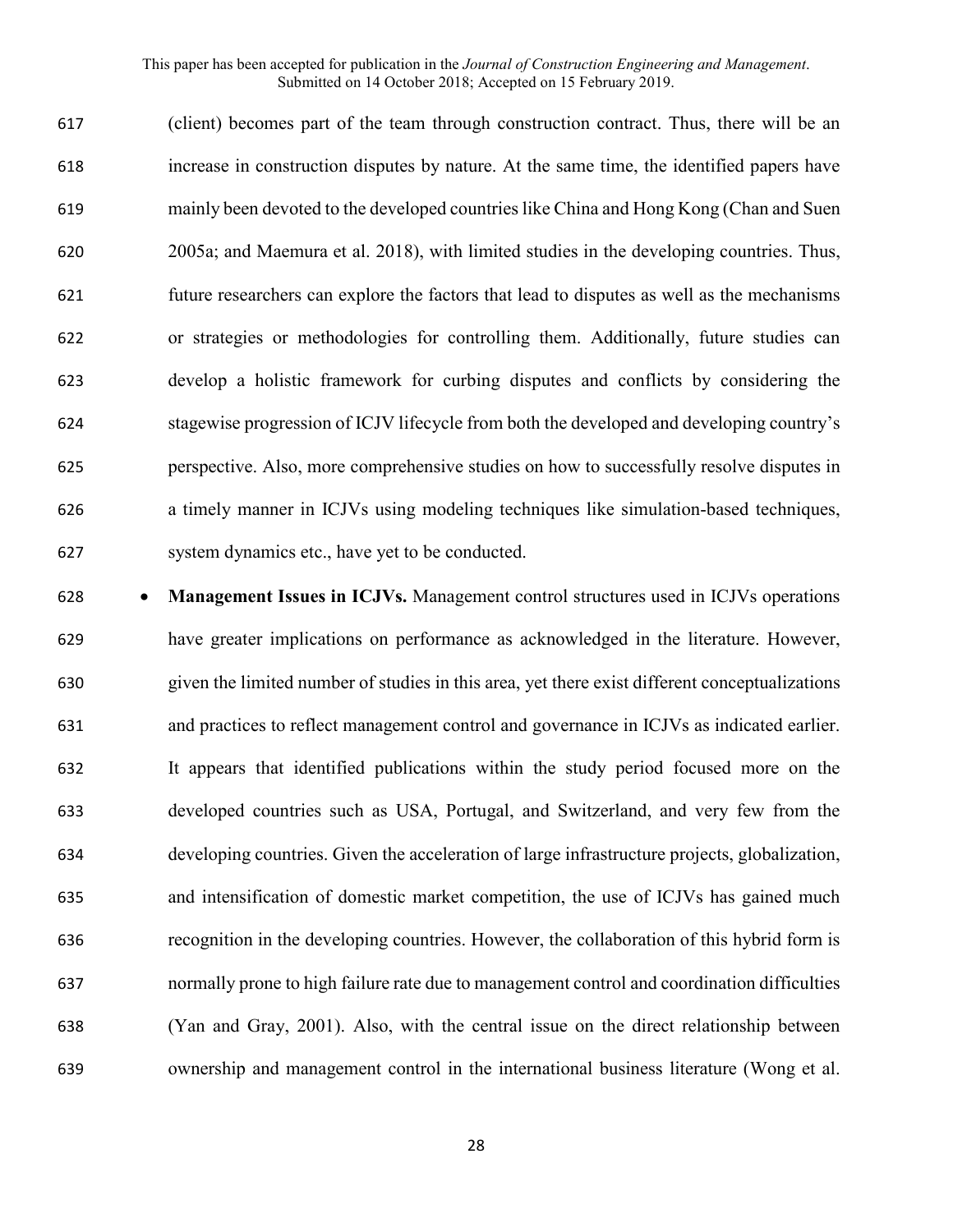(client) becomes part of the team through construction contract. Thus, there will be an increase in construction disputes by nature. At the same time, the identified papers have mainly been devoted to the developed countries like China and Hong Kong (Chan and Suen 2005a; and Maemura et al. 2018), with limited studies in the developing countries. Thus, future researchers can explore the factors that lead to disputes as well as the mechanisms or strategies or methodologies for controlling them. Additionally, future studies can develop a holistic framework for curbing disputes and conflicts by considering the stagewise progression of ICJV lifecycle from both the developed and developing country's perspective. Also, more comprehensive studies on how to successfully resolve disputes in a timely manner in ICJVs using modeling techniques like simulation-based techniques, system dynamics etc., have yet to be conducted.

- **Management Issues in ICJVs.** Management control structures used in ICJVs operations have greater implications on performance as acknowledged in the literature. However, given the limited number of studies in this area, yet there exist different conceptualizations and practices to reflect management control and governance in ICJVs as indicated earlier. It appears that identified publications within the study period focused more on the developed countries such as USA, Portugal, and Switzerland, and very few from the developing countries. Given the acceleration of large infrastructure projects, globalization, and intensification of domestic market competition, the use of ICJVs has gained much recognition in the developing countries. However, the collaboration of this hybrid form is normally prone to high failure rate due to management control and coordination difficulties (Yan and Gray, 2001). Also, with the central issue on the direct relationship between ownership and management control in the international business literature (Wong et al.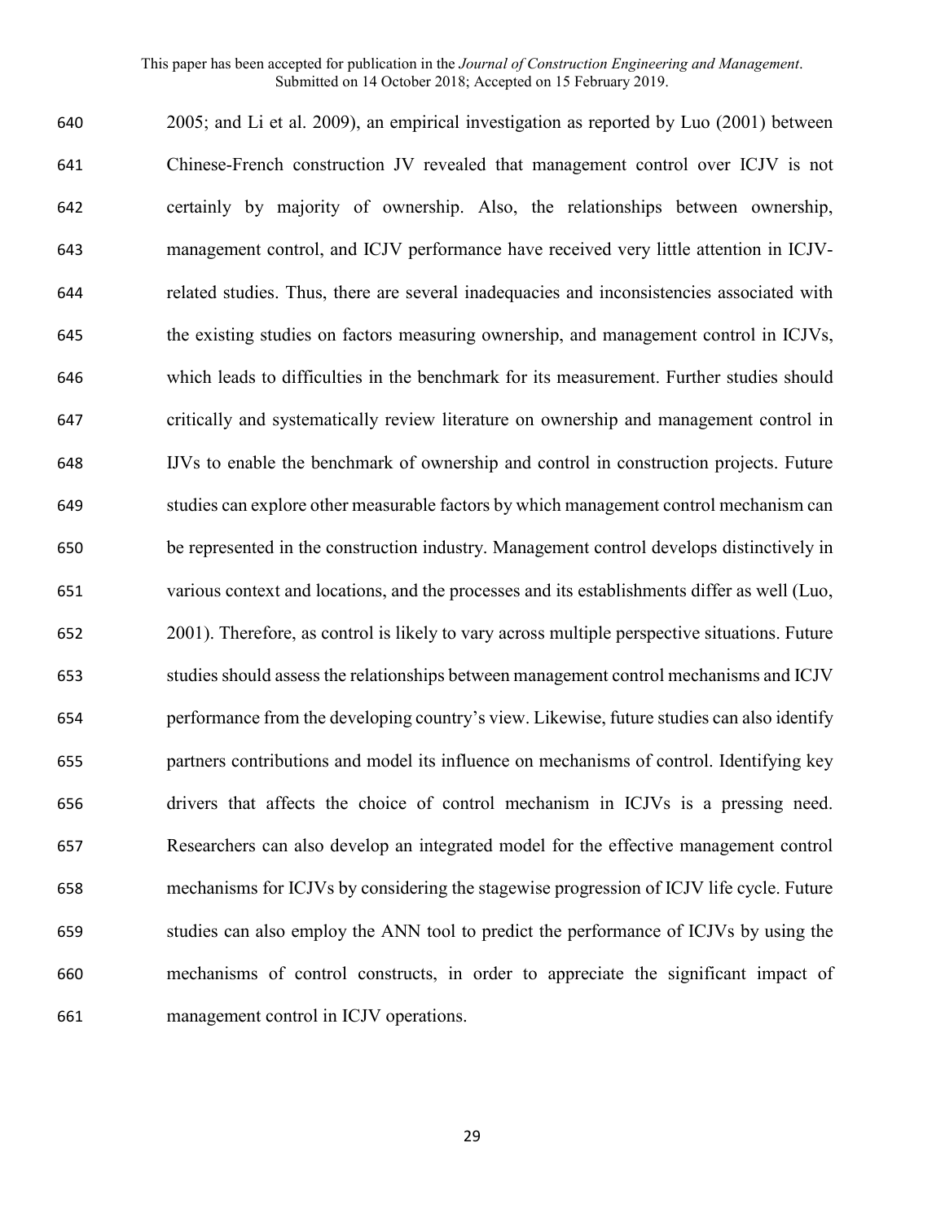2005; and Li et al. 2009), an empirical investigation as reported by Luo (2001) between Chinese-French construction JV revealed that management control over ICJV is not certainly by majority of ownership. Also, the relationships between ownership, management control, and ICJV performance have received very little attention in ICJV-related studies. Thus, there are several inadequacies and inconsistencies associated with the existing studies on factors measuring ownership, and management control in ICJVs, which leads to difficulties in the benchmark for its measurement. Further studies should critically and systematically review literature on ownership and management control in IJVs to enable the benchmark of ownership and control in construction projects. Future studies can explore other measurable factors by which management control mechanism can be represented in the construction industry. Management control develops distinctively in various context and locations, and the processes and its establishments differ as well (Luo, 2001). Therefore, as control is likely to vary across multiple perspective situations. Future studies should assess the relationships between management control mechanisms and ICJV performance from the developing country's view. Likewise, future studies can also identify partners contributions and model its influence on mechanisms of control. Identifying key drivers that affects the choice of control mechanism in ICJVs is a pressing need. Researchers can also develop an integrated model for the effective management control mechanisms for ICJVs by considering the stagewise progression of ICJV life cycle. Future studies can also employ the ANN tool to predict the performance of ICJVs by using the mechanisms of control constructs, in order to appreciate the significant impact of management control in ICJV operations.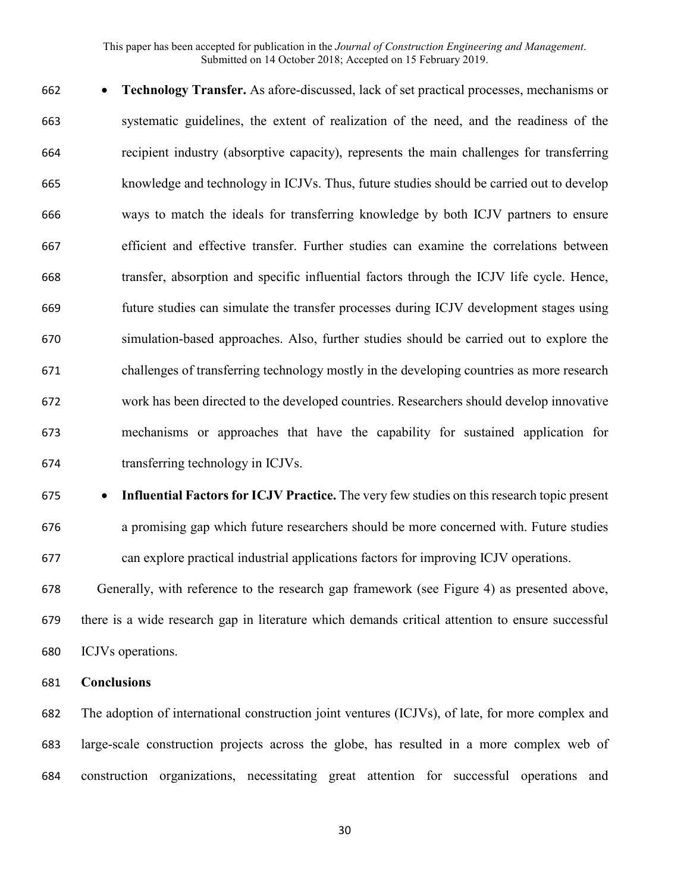- **Technology Transfer.** As afore-discussed, lack of set practical processes, mechanisms or systematic guidelines, the extent of realization of the need, and the readiness of the recipient industry (absorptive capacity), represents the main challenges for transferring knowledge and technology in ICJVs. Thus, future studies should be carried out to develop ways to match the ideals for transferring knowledge by both ICJV partners to ensure efficient and effective transfer. Further studies can examine the correlations between transfer, absorption and specific influential factors through the ICJV life cycle. Hence, future studies can simulate the transfer processes during ICJV development stages using simulation-based approaches. Also, further studies should be carried out to explore the challenges of transferring technology mostly in the developing countries as more research work has been directed to the developed countries. Researchers should develop innovative mechanisms or approaches that have the capability for sustained application for transferring technology in ICJVs.
- **Influential Factors for ICJV Practice.** The very few studies on this research topic present a promising gap which future researchers should be more concerned with. Future studies can explore practical industrial applications factors for improving ICJV operations.

Generally, with reference to the research gap framework (see Figure 4) as presented above, there is a wide research gap in literature which demands critical attention to ensure successful ICJVs operations.

## Conclusions

The adoption of international construction joint ventures (ICJVs), of late, for more complex and large-scale construction projects across the globe, has resulted in a more complex web of construction organizations, necessitating great attention for successful operations and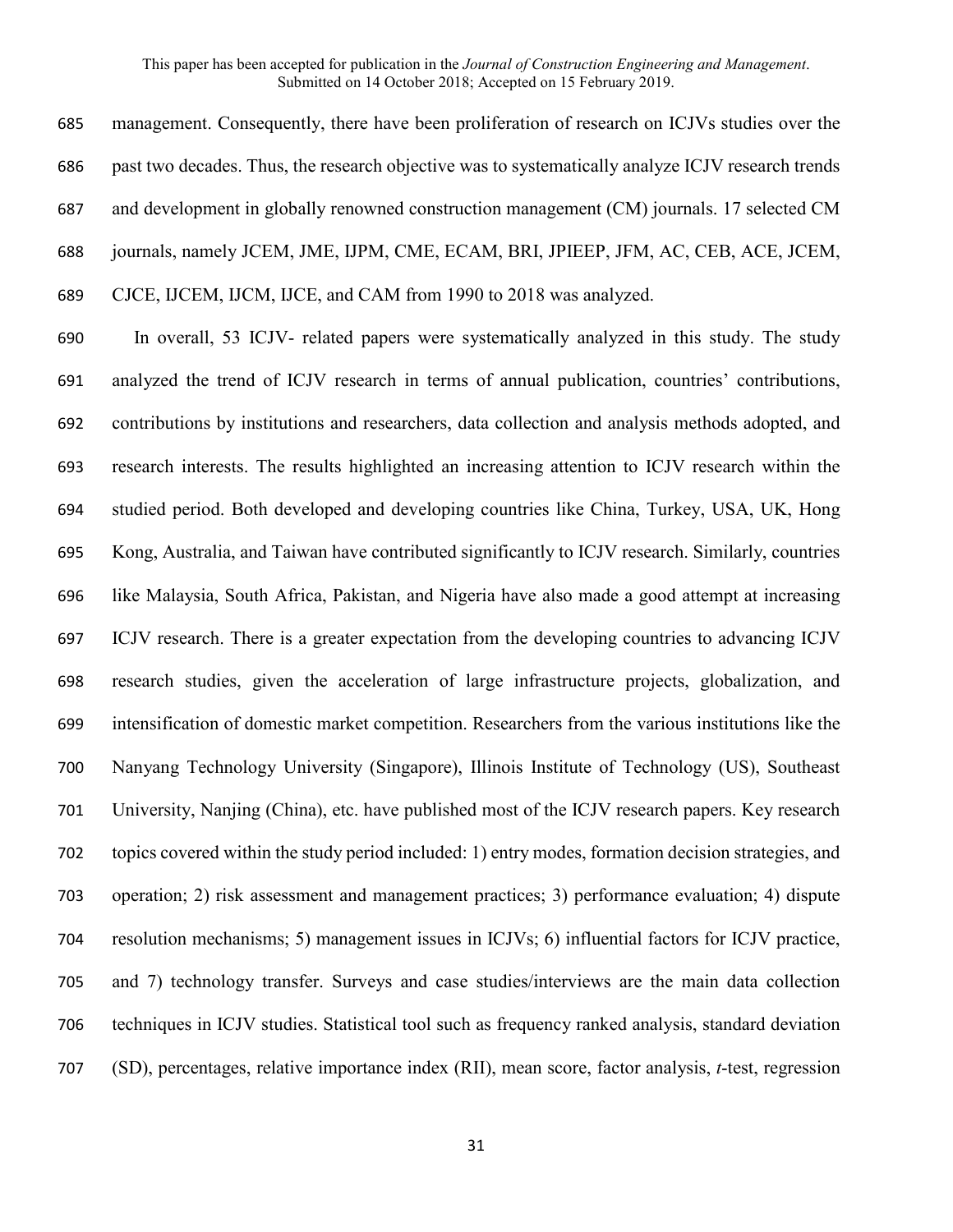management. Consequently, there have been proliferation of research on ICJVs studies over the past two decades. Thus, the research objective was to systematically analyze ICJV research trends and development in globally renowned construction management (CM) journals. 17 selected CM journals, namely JCEM, JME, IJPM, CME, ECAM, BRI, JPIEEP, JFM, AC, CEB, ACE, JCEM, CJCE, IJCEM, IJCM, IJCE, and CAM from 1990 to 2018 was analyzed.

In overall, 53 ICJV- related papers were systematically analyzed in this study. The study analyzed the trend of ICJV research in terms of annual publication, countries' contributions, contributions by institutions and researchers, data collection and analysis methods adopted, and research interests. The results highlighted an increasing attention to ICJV research within the studied period. Both developed and developing countries like China, Turkey, USA, UK, Hong Kong, Australia, and Taiwan have contributed significantly to ICJV research. Similarly, countries like Malaysia, South Africa, Pakistan, and Nigeria have also made a good attempt at increasing ICJV research. There is a greater expectation from the developing countries to advancing ICJV research studies, given the acceleration of large infrastructure projects, globalization, and intensification of domestic market competition. Researchers from the various institutions like the Nanyang Technology University (Singapore), Illinois Institute of Technology (US), Southeast University, Nanjing (China), etc. have published most of the ICJV research papers. Key research topics covered within the study period included: 1) entry modes, formation decision strategies, and operation; 2) risk assessment and management practices; 3) performance evaluation; 4) dispute resolution mechanisms; 5) management issues in ICJVs; 6) influential factors for ICJV practice, and 7) technology transfer. Surveys and case studies/interviews are the main data collection techniques in ICJV studies. Statistical tool such as frequency ranked analysis, standard deviation (SD), percentages, relative importance index (RII), mean score, factor analysis, *t*-test, regression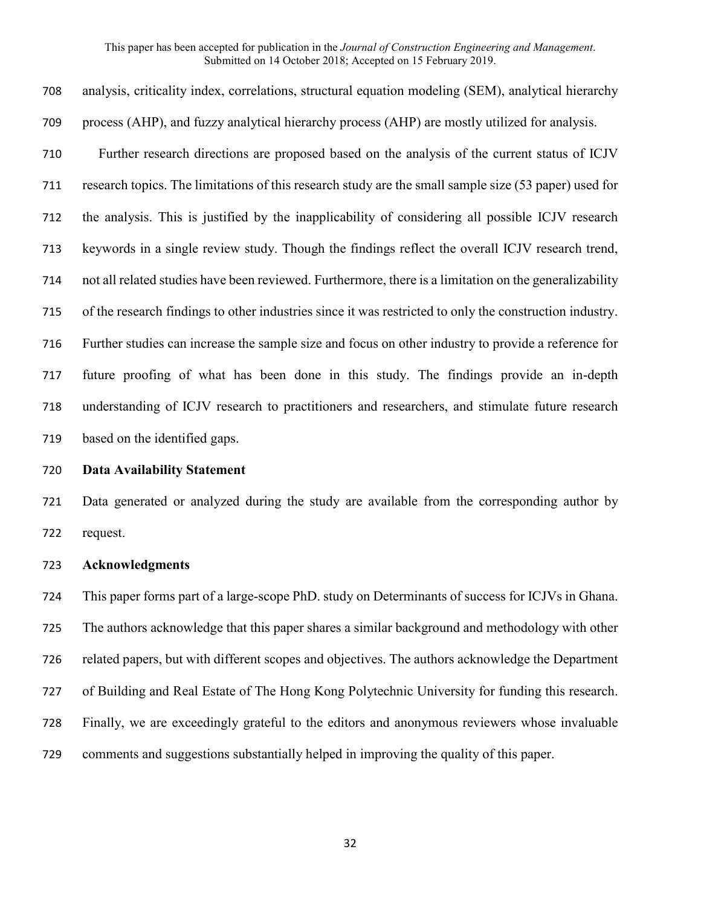analysis, criticality index, correlations, structural equation modeling (SEM), analytical hierarchy process (AHP), and fuzzy analytical hierarchy process (AHP) are mostly utilized for analysis.

Further research directions are proposed based on the analysis of the current status of ICJV research topics. The limitations of this research study are the small sample size (53 paper) used for the analysis. This is justified by the inapplicability of considering all possible ICJV research keywords in a single review study. Though the findings reflect the overall ICJV research trend, not all related studies have been reviewed. Furthermore, there is a limitation on the generalizability of the research findings to other industries since it was restricted to only the construction industry. Further studies can increase the sample size and focus on other industry to provide a reference for future proofing of what has been done in this study. The findings provide an in-depth understanding of ICJV research to practitioners and researchers, and stimulate future research based on the identified gaps.

## Data Availability Statement

Data generated or analyzed during the study are available from the corresponding author by request.

## Acknowledgments

This paper forms part of a large-scope PhD. study on Determinants of success for ICJVs in Ghana. The authors acknowledge that this paper shares a similar background and methodology with other related papers, but with different scopes and objectives. The authors acknowledge the Department of Building and Real Estate of The Hong Kong Polytechnic University for funding this research. Finally, we are exceedingly grateful to the editors and anonymous reviewers whose invaluable comments and suggestions substantially helped in improving the quality of this paper.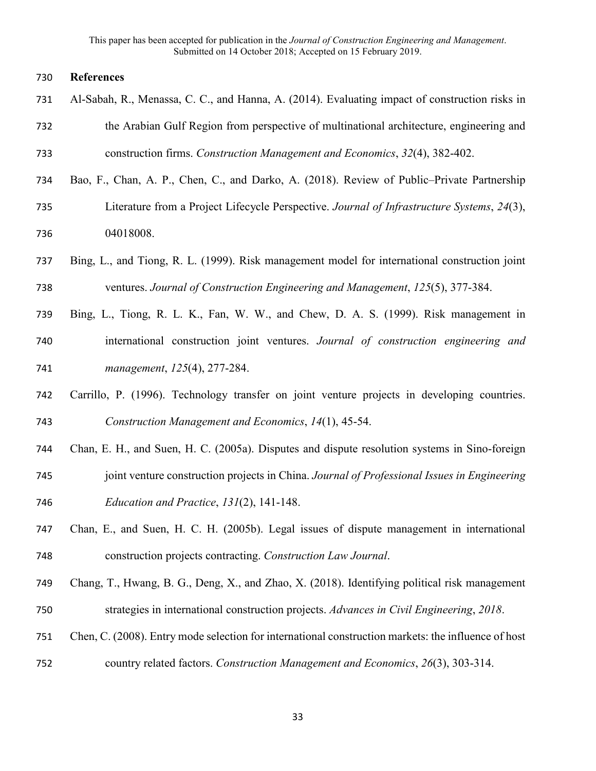## References

Al-Sabah, R., Menassa, C. C., and Hanna, A. (2014). Evaluating impact of construction risks in the Arabian Gulf Region from perspective of multinational architecture, engineering and construction firms. *Construction Management and Economics*, *32*(4), 382-402.

Bao, F., Chan, A. P., Chen, C., and Darko, A. (2018). Review of Public–Private Partnership Literature from a Project Lifecycle Perspective. *Journal of Infrastructure Systems*, *24*(3), 04018008.

Bing, L., and Tiong, R. L. (1999). Risk management model for international construction joint ventures. *Journal of Construction Engineering and Management*, *125*(5), 377-384.

Bing, L., Tiong, R. L. K., Fan, W. W., and Chew, D. A. S. (1999). Risk management in international construction joint ventures. *Journal of construction engineering and management*, *125*(4), 277-284.

Carrillo, P. (1996). Technology transfer on joint venture projects in developing countries. *Construction Management and Economics*, *14*(1), 45-54.

Chan, E. H., and Suen, H. C. (2005a). Disputes and dispute resolution systems in Sino-foreign joint venture construction projects in China. *Journal of Professional Issues in Engineering Education and Practice*, *131*(2), 141-148.

Chan, E., and Suen, H. C. H. (2005b). Legal issues of dispute management in international construction projects contracting. *Construction Law Journal*.

Chang, T., Hwang, B. G., Deng, X., and Zhao, X. (2018). Identifying political risk management strategies in international construction projects. *Advances in Civil Engineering*, *2018*.

Chen, C. (2008). Entry mode selection for international construction markets: the influence of host country related factors. *Construction Management and Economics*, *26*(3), 303-314.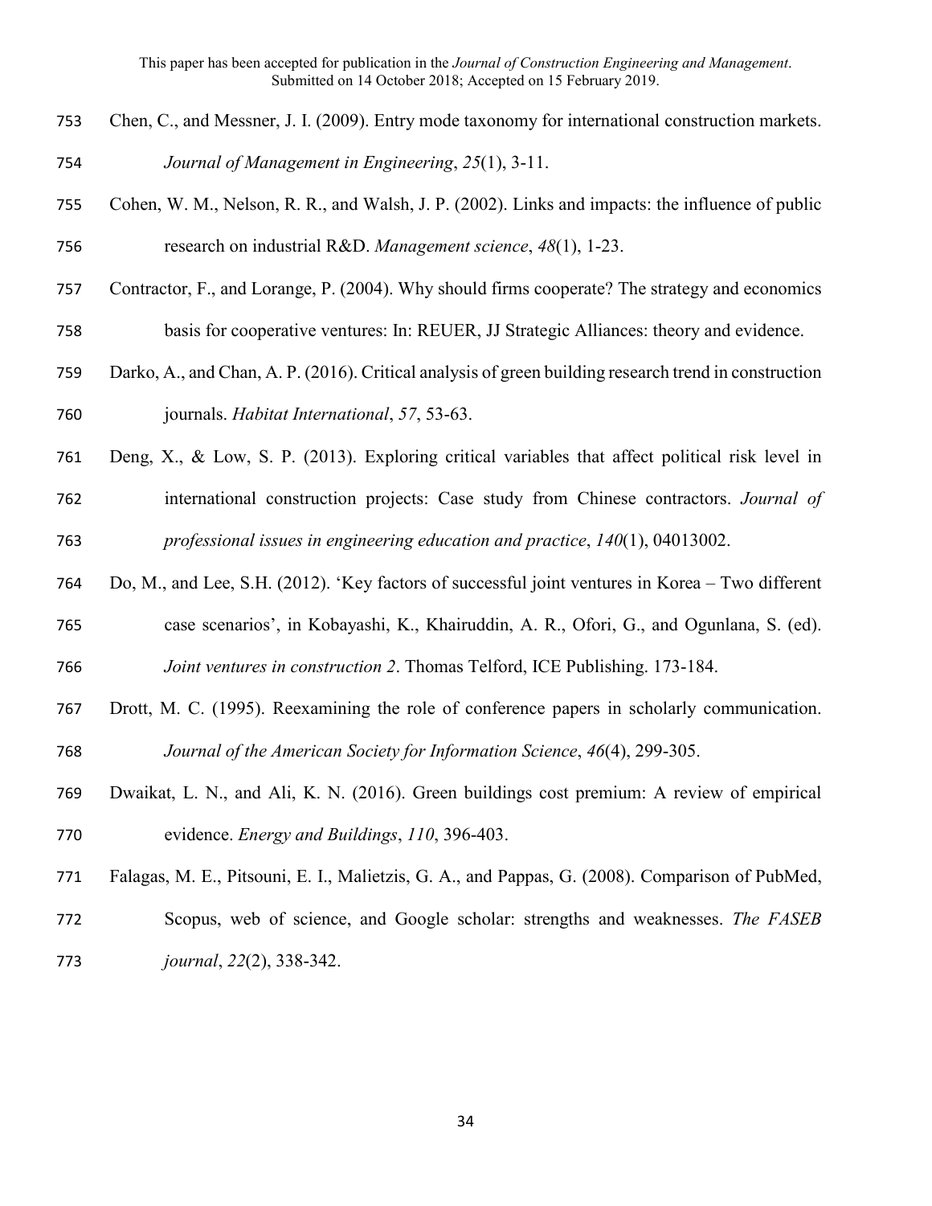Chen, C., and Messner, J. I. (2009). Entry mode taxonomy for international construction markets. *Journal of Management in Engineering*, *25*(1), 3-11.

Cohen, W. M., Nelson, R. R., and Walsh, J. P. (2002). Links and impacts: the influence of public research on industrial R&D. *Management science*, *48*(1), 1-23.

Contractor, F., and Lorange, P. (2004). Why should firms cooperate? The strategy and economics basis for cooperative ventures: In: REUER, JJ Strategic Alliances: theory and evidence.

Darko, A., and Chan, A. P. (2016). Critical analysis of green building research trend in construction journals. *Habitat International*, *57*, 53-63.

Deng, X., & Low, S. P. (2013). Exploring critical variables that affect political risk level in international construction projects: Case study from Chinese contractors. *Journal of professional issues in engineering education and practice*, *140*(1), 04013002.

Do, M., and Lee, S.H. (2012). 'Key factors of successful joint ventures in Korea – Two different case scenarios', in Kobayashi, K., Khairuddin, A. R., Ofori, G., and Ogunlana, S. (ed). *Joint ventures in construction 2*. Thomas Telford, ICE Publishing. 173-184.

Drott, M. C. (1995). Reexamining the role of conference papers in scholarly communication. *Journal of the American Society for Information Science*, *46*(4), 299-305.

Dwaikat, L. N., and Ali, K. N. (2016). Green buildings cost premium: A review of empirical evidence. *Energy and Buildings*, *110*, 396-403.

Falagas, M. E., Pitsouni, E. I., Malietzis, G. A., and Pappas, G. (2008). Comparison of PubMed, Scopus, web of science, and Google scholar: strengths and weaknesses. *The FASEB journal*, *22*(2), 338-342.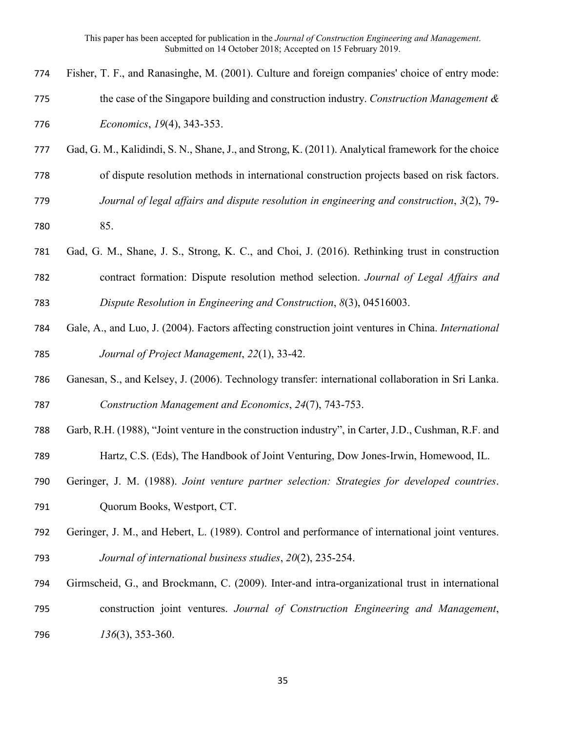Fisher, T. F., and Ranasinghe, M. (2001). Culture and foreign companies' choice of entry mode: the case of the Singapore building and construction industry. *Construction Management & Economics*, *19*(4), 343-353.

Gad, G. M., Kalidindi, S. N., Shane, J., and Strong, K. (2011). Analytical framework for the choice of dispute resolution methods in international construction projects based on risk factors. *Journal of legal affairs and dispute resolution in engineering and construction*, *3*(2), 79-85.

Gad, G. M., Shane, J. S., Strong, K. C., and Choi, J. (2016). Rethinking trust in construction contract formation: Dispute resolution method selection. *Journal of Legal Affairs and Dispute Resolution in Engineering and Construction*, *8*(3), 04516003.

Gale, A., and Luo, J. (2004). Factors affecting construction joint ventures in China. *International Journal of Project Management*, *22*(1), 33-42.

Ganesan, S., and Kelsey, J. (2006). Technology transfer: international collaboration in Sri Lanka. *Construction Management and Economics*, *24*(7), 743-753.

Garb, R.H. (1988), "Joint venture in the construction industry", in Carter, J.D., Cushman, R.F. and Hartz, C.S. (Eds), The Handbook of Joint Venturing, Dow Jones-Irwin, Homewood, IL.

Geringer, J. M. (1988). *Joint venture partner selection: Strategies for developed countries*. Quorum Books, Westport, CT.

Geringer, J. M., and Hebert, L. (1989). Control and performance of international joint ventures. *Journal of international business studies*, *20*(2), 235-254.

Girmscheid, G., and Brockmann, C. (2009). Inter-and intra-organizational trust in international construction joint ventures. *Journal of Construction Engineering and Management*, *136*(3), 353-360.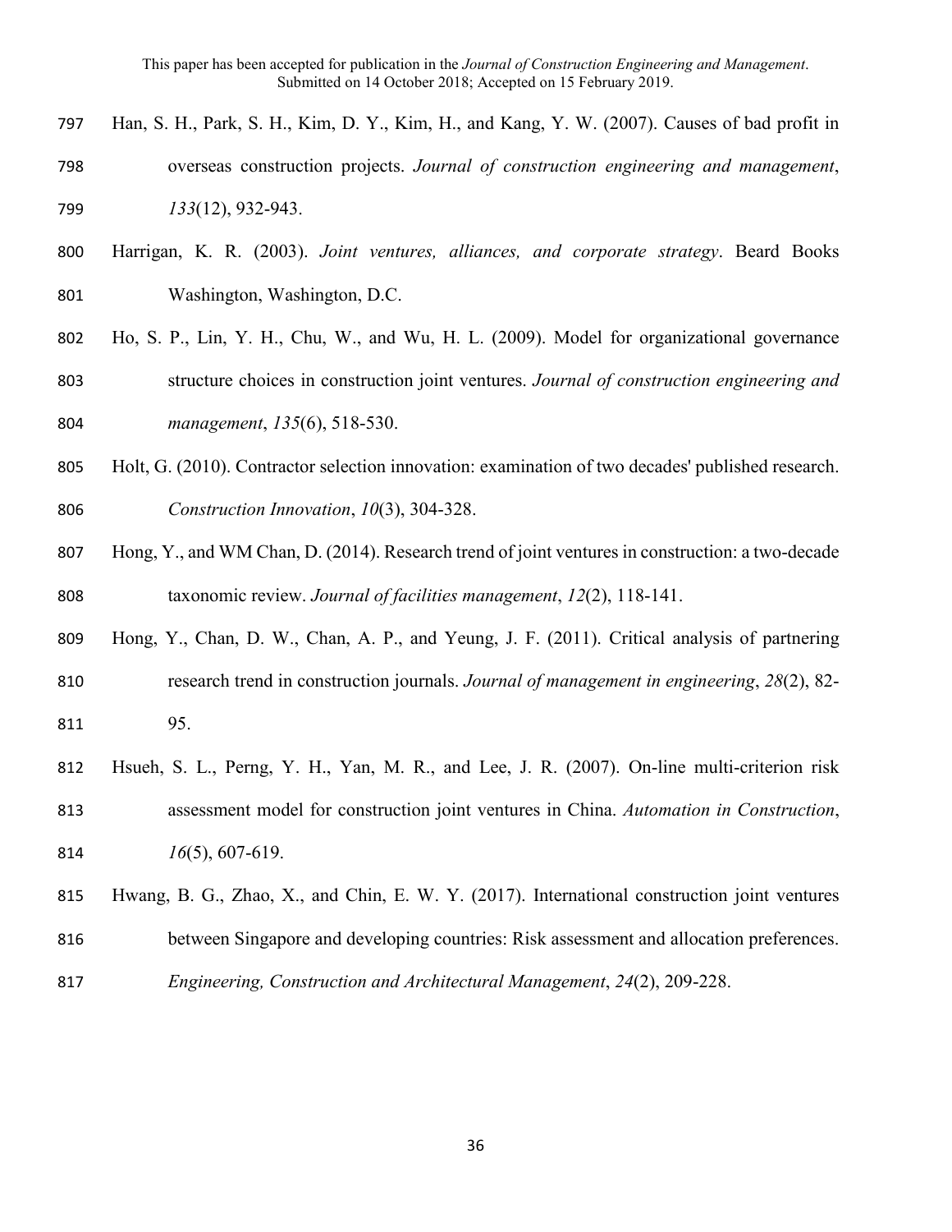Han, S. H., Park, S. H., Kim, D. Y., Kim, H., and Kang, Y. W. (2007). Causes of bad profit in overseas construction projects. *Journal of construction engineering and management*, *133*(12), 932-943.

Harrigan, K. R. (2003). *Joint ventures, alliances, and corporate strategy*. Beard Books Washington, Washington, D.C.

Ho, S. P., Lin, Y. H., Chu, W., and Wu, H. L. (2009). Model for organizational governance structure choices in construction joint ventures. *Journal of construction engineering and management*, *135*(6), 518-530.

Holt, G. (2010). Contractor selection innovation: examination of two decades' published research. *Construction Innovation*, *10*(3), 304-328.

Hong, Y., and WM Chan, D. (2014). Research trend of joint ventures in construction: a two-decade taxonomic review. *Journal of facilities management*, *12*(2), 118-141.

Hong, Y., Chan, D. W., Chan, A. P., and Yeung, J. F. (2011). Critical analysis of partnering research trend in construction journals. *Journal of management in engineering*, *28*(2), 82-95.

Hsueh, S. L., Perng, Y. H., Yan, M. R., and Lee, J. R. (2007). On-line multi-criterion risk assessment model for construction joint ventures in China. *Automation in Construction*, *16*(5), 607-619.

Hwang, B. G., Zhao, X., and Chin, E. W. Y. (2017). International construction joint ventures between Singapore and developing countries: Risk assessment and allocation preferences. *Engineering, Construction and Architectural Management*, *24*(2), 209-228.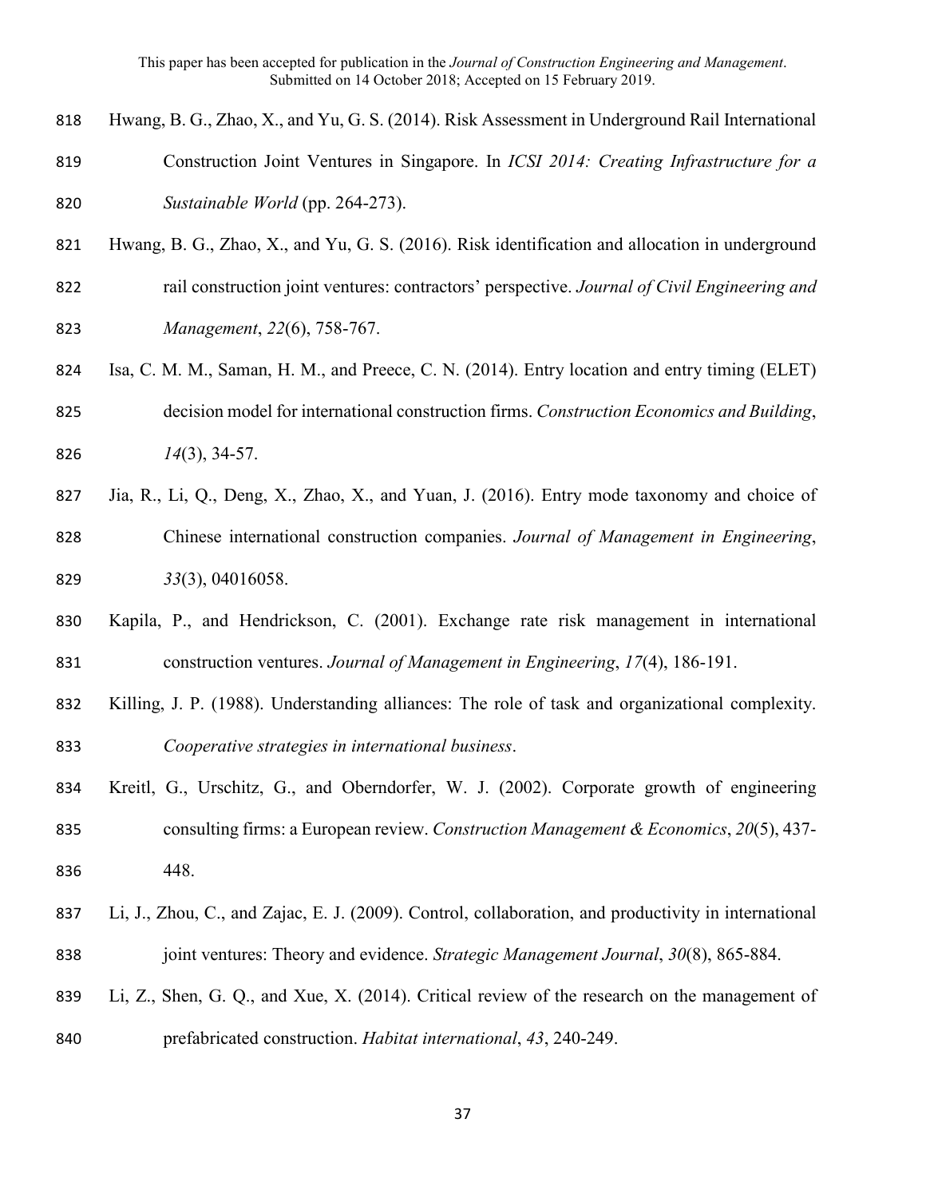Hwang, B. G., Zhao, X., and Yu, G. S. (2014). Risk Assessment in Underground Rail International Construction Joint Ventures in Singapore. In *ICSI 2014: Creating Infrastructure for a Sustainable World* (pp. 264-273).

Hwang, B. G., Zhao, X., and Yu, G. S. (2016). Risk identification and allocation in underground rail construction joint ventures: contractors' perspective. *Journal of Civil Engineering and Management*, *22*(6), 758-767.

Isa, C. M. M., Saman, H. M., and Preece, C. N. (2014). Entry location and entry timing (ELET) decision model for international construction firms. *Construction Economics and Building*, *14*(3), 34-57.

Jia, R., Li, Q., Deng, X., Zhao, X., and Yuan, J. (2016). Entry mode taxonomy and choice of Chinese international construction companies. *Journal of Management in Engineering*, *33*(3), 04016058.

Kapila, P., and Hendrickson, C. (2001). Exchange rate risk management in international construction ventures. *Journal of Management in Engineering*, *17*(4), 186-191.

Killing, J. P. (1988). Understanding alliances: The role of task and organizational complexity. *Cooperative strategies in international business*.

Kreitl, G., Urschitz, G., and Oberndorfer, W. J. (2002). Corporate growth of engineering consulting firms: a European review. *Construction Management & Economics*, *20*(5), 437-448.

Li, J., Zhou, C., and Zajac, E. J. (2009). Control, collaboration, and productivity in international joint ventures: Theory and evidence. *Strategic Management Journal*, *30*(8), 865-884.

Li, Z., Shen, G. Q., and Xue, X. (2014). Critical review of the research on the management of prefabricated construction. *Habitat international*, *43*, 240-249.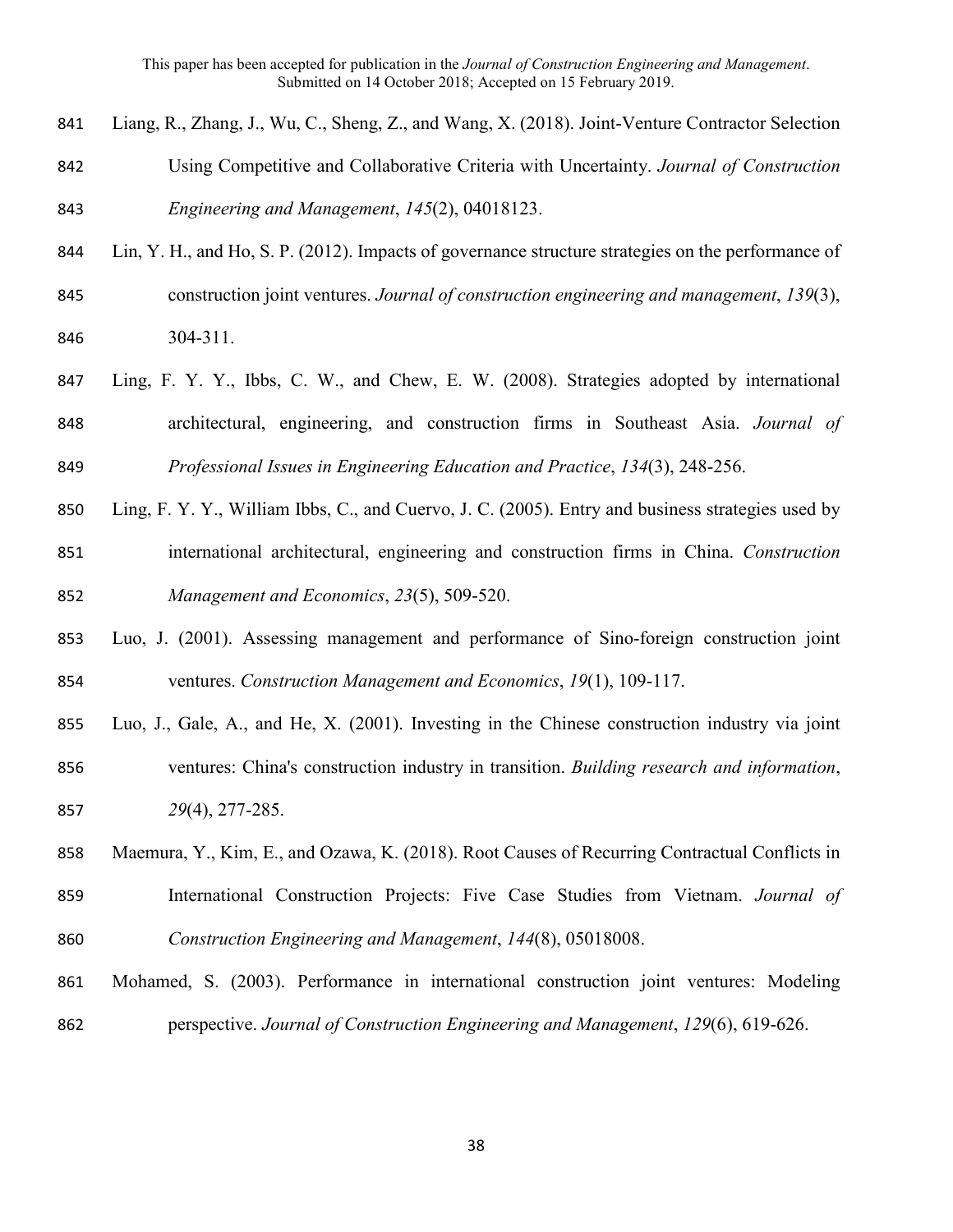Liang, R., Zhang, J., Wu, C., Sheng, Z., and Wang, X. (2018). Joint-Venture Contractor Selection Using Competitive and Collaborative Criteria with Uncertainty. *Journal of Construction Engineering and Management*, *145*(2), 04018123.

Lin, Y. H., and Ho, S. P. (2012). Impacts of governance structure strategies on the performance of construction joint ventures. *Journal of construction engineering and management*, *139*(3), 304-311.

Ling, F. Y. Y., Ibbs, C. W., and Chew, E. W. (2008). Strategies adopted by international architectural, engineering, and construction firms in Southeast Asia. *Journal of Professional Issues in Engineering Education and Practice*, *134*(3), 248-256.

Ling, F. Y. Y., William Ibbs, C., and Cuervo, J. C. (2005). Entry and business strategies used by international architectural, engineering and construction firms in China. *Construction Management and Economics*, *23*(5), 509-520.

Luo, J. (2001). Assessing management and performance of Sino-foreign construction joint ventures. *Construction Management and Economics*, *19*(1), 109-117.

Luo, J., Gale, A., and He, X. (2001). Investing in the Chinese construction industry via joint ventures: China's construction industry in transition. *Building research and information*, *29*(4), 277-285.

Maemura, Y., Kim, E., and Ozawa, K. (2018). Root Causes of Recurring Contractual Conflicts in International Construction Projects: Five Case Studies from Vietnam. *Journal of Construction Engineering and Management*, *144*(8), 05018008.

Mohamed, S. (2003). Performance in international construction joint ventures: Modeling perspective. *Journal of Construction Engineering and Management*, *129*(6), 619-626.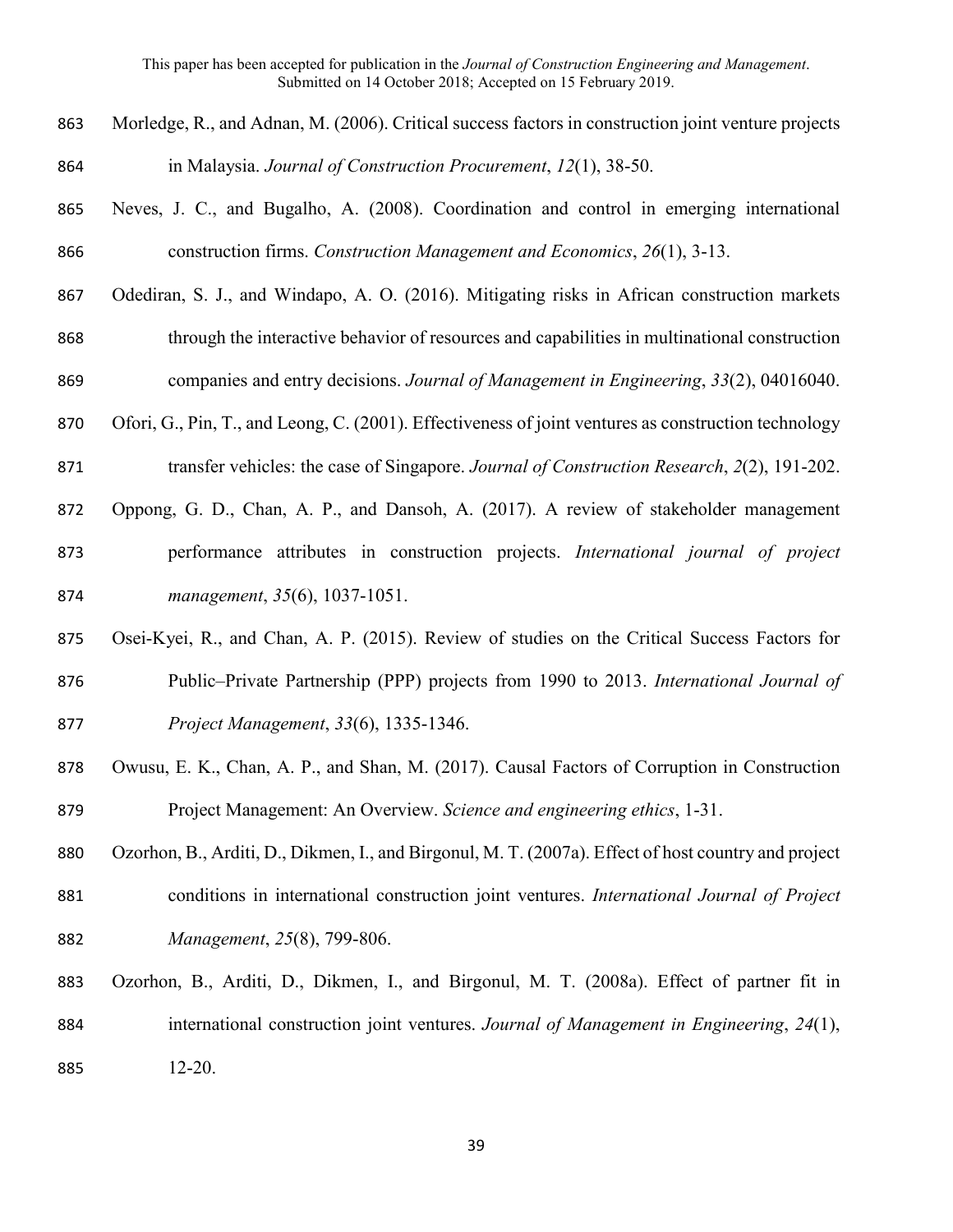Morledge, R., and Adnan, M. (2006). Critical success factors in construction joint venture projects in Malaysia. *Journal of Construction Procurement*, *12*(1), 38-50.

Neves, J. C., and Bugalho, A. (2008). Coordination and control in emerging international construction firms. *Construction Management and Economics*, *26*(1), 3-13.

Odediran, S. J., and Windapo, A. O. (2016). Mitigating risks in African construction markets through the interactive behavior of resources and capabilities in multinational construction companies and entry decisions. *Journal of Management in Engineering*, *33*(2), 04016040.

Ofori, G., Pin, T., and Leong, C. (2001). Effectiveness of joint ventures as construction technology transfer vehicles: the case of Singapore. *Journal of Construction Research*, *2*(2), 191-202.

Oppong, G. D., Chan, A. P., and Dansoh, A. (2017). A review of stakeholder management performance attributes in construction projects. *International journal of project management*, *35*(6), 1037-1051.

Osei-Kyei, R., and Chan, A. P. (2015). Review of studies on the Critical Success Factors for Public–Private Partnership (PPP) projects from 1990 to 2013. *International Journal of Project Management*, *33*(6), 1335-1346.

Owusu, E. K., Chan, A. P., and Shan, M. (2017). Causal Factors of Corruption in Construction Project Management: An Overview. *Science and engineering ethics*, 1-31.

Ozorhon, B., Arditi, D., Dikmen, I., and Birgonul, M. T. (2007a). Effect of host country and project conditions in international construction joint ventures. *International Journal of Project Management*, *25*(8), 799-806.

Ozorhon, B., Arditi, D., Dikmen, I., and Birgonul, M. T. (2008a). Effect of partner fit in international construction joint ventures. *Journal of Management in Engineering*, *24*(1), 12-20.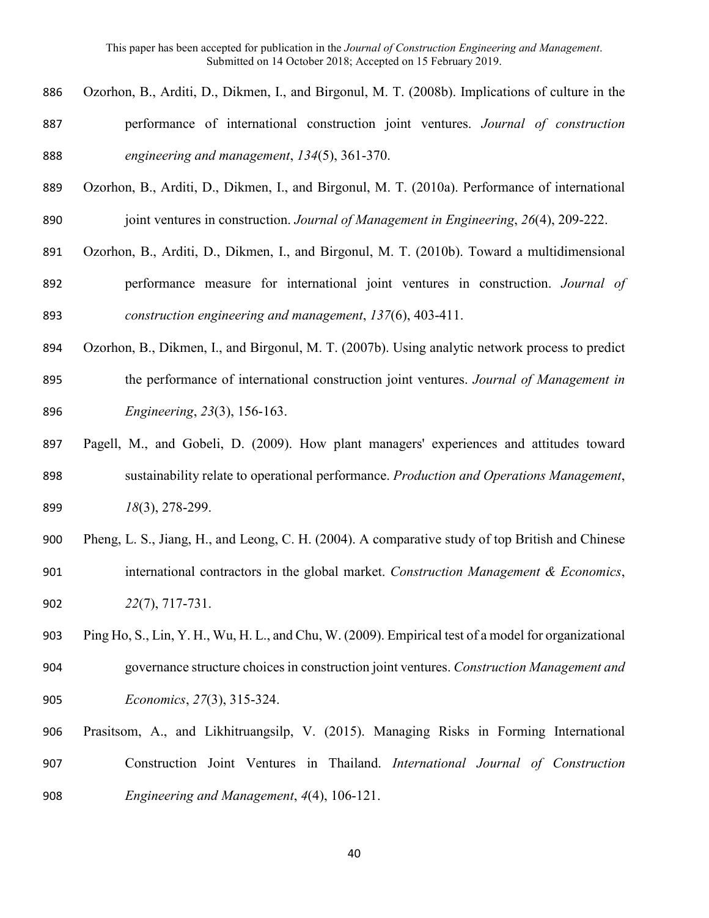Ozorhon, B., Arditi, D., Dikmen, I., and Birgonul, M. T. (2008b). Implications of culture in the performance of international construction joint ventures. *Journal of construction engineering and management*, *134*(5), 361-370.

Ozorhon, B., Arditi, D., Dikmen, I., and Birgonul, M. T. (2010a). Performance of international joint ventures in construction. *Journal of Management in Engineering*, *26*(4), 209-222.

Ozorhon, B., Arditi, D., Dikmen, I., and Birgonul, M. T. (2010b). Toward a multidimensional performance measure for international joint ventures in construction. *Journal of construction engineering and management*, *137*(6), 403-411.

Ozorhon, B., Dikmen, I., and Birgonul, M. T. (2007b). Using analytic network process to predict the performance of international construction joint ventures. *Journal of Management in Engineering*, *23*(3), 156-163.

Pagell, M., and Gobeli, D. (2009). How plant managers' experiences and attitudes toward sustainability relate to operational performance. *Production and Operations Management*, *18*(3), 278-299.

Pheng, L. S., Jiang, H., and Leong, C. H. (2004). A comparative study of top British and Chinese international contractors in the global market. *Construction Management & Economics*, *22*(7), 717-731.

Ping Ho, S., Lin, Y. H., Wu, H. L., and Chu, W. (2009). Empirical test of a model for organizational governance structure choices in construction joint ventures. *Construction Management and Economics*, *27*(3), 315-324.

Prasitsom, A., and Likhitruangsilp, V. (2015). Managing Risks in Forming International Construction Joint Ventures in Thailand. *International Journal of Construction Engineering and Management*, *4*(4), 106-121.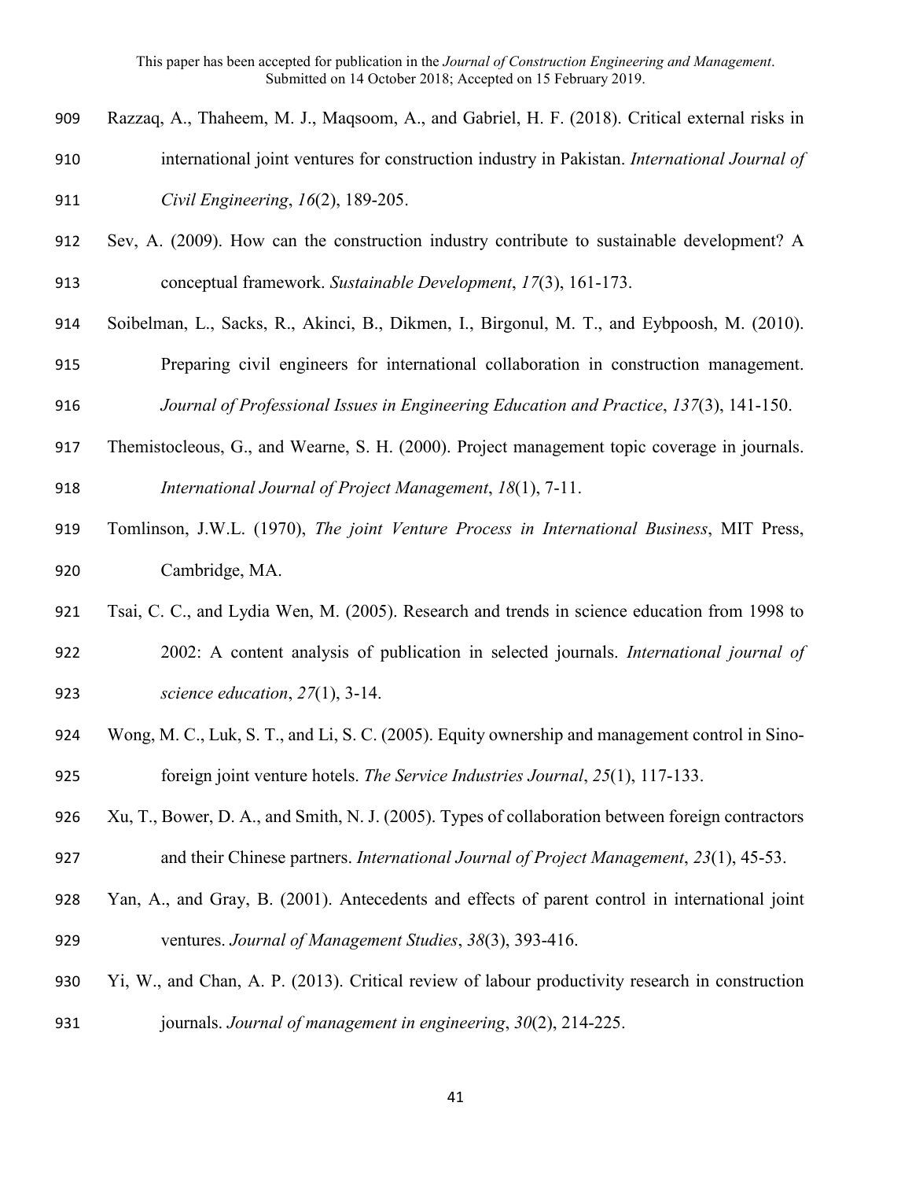Razzaq, A., Thaheem, M. J., Maqsoom, A., and Gabriel, H. F. (2018). Critical external risks in international joint ventures for construction industry in Pakistan. *International Journal of Civil Engineering*, *16*(2), 189-205.

Sev, A. (2009). How can the construction industry contribute to sustainable development? A conceptual framework. *Sustainable Development*, *17*(3), 161-173.

Soibelman, L., Sacks, R., Akinci, B., Dikmen, I., Birgonul, M. T., and Eybpoosh, M. (2010). Preparing civil engineers for international collaboration in construction management. *Journal of Professional Issues in Engineering Education and Practice*, *137*(3), 141-150.

Themistocleous, G., and Wearne, S. H. (2000). Project management topic coverage in journals. *International Journal of Project Management*, *18*(1), 7-11.

Tomlinson, J.W.L. (1970), *The joint Venture Process in International Business*, MIT Press, Cambridge, MA.

Tsai, C. C., and Lydia Wen, M. (2005). Research and trends in science education from 1998 to 2002: A content analysis of publication in selected journals. *International journal of science education*, *27*(1), 3-14.

Wong, M. C., Luk, S. T., and Li, S. C. (2005). Equity ownership and management control in Sino-foreign joint venture hotels. *The Service Industries Journal*, *25*(1), 117-133.

Xu, T., Bower, D. A., and Smith, N. J. (2005). Types of collaboration between foreign contractors and their Chinese partners. *International Journal of Project Management*, *23*(1), 45-53.

Yan, A., and Gray, B. (2001). Antecedents and effects of parent control in international joint ventures. *Journal of Management Studies*, *38*(3), 393-416.

Yi, W., and Chan, A. P. (2013). Critical review of labour productivity research in construction journals. *Journal of management in engineering*, *30*(2), 214-225.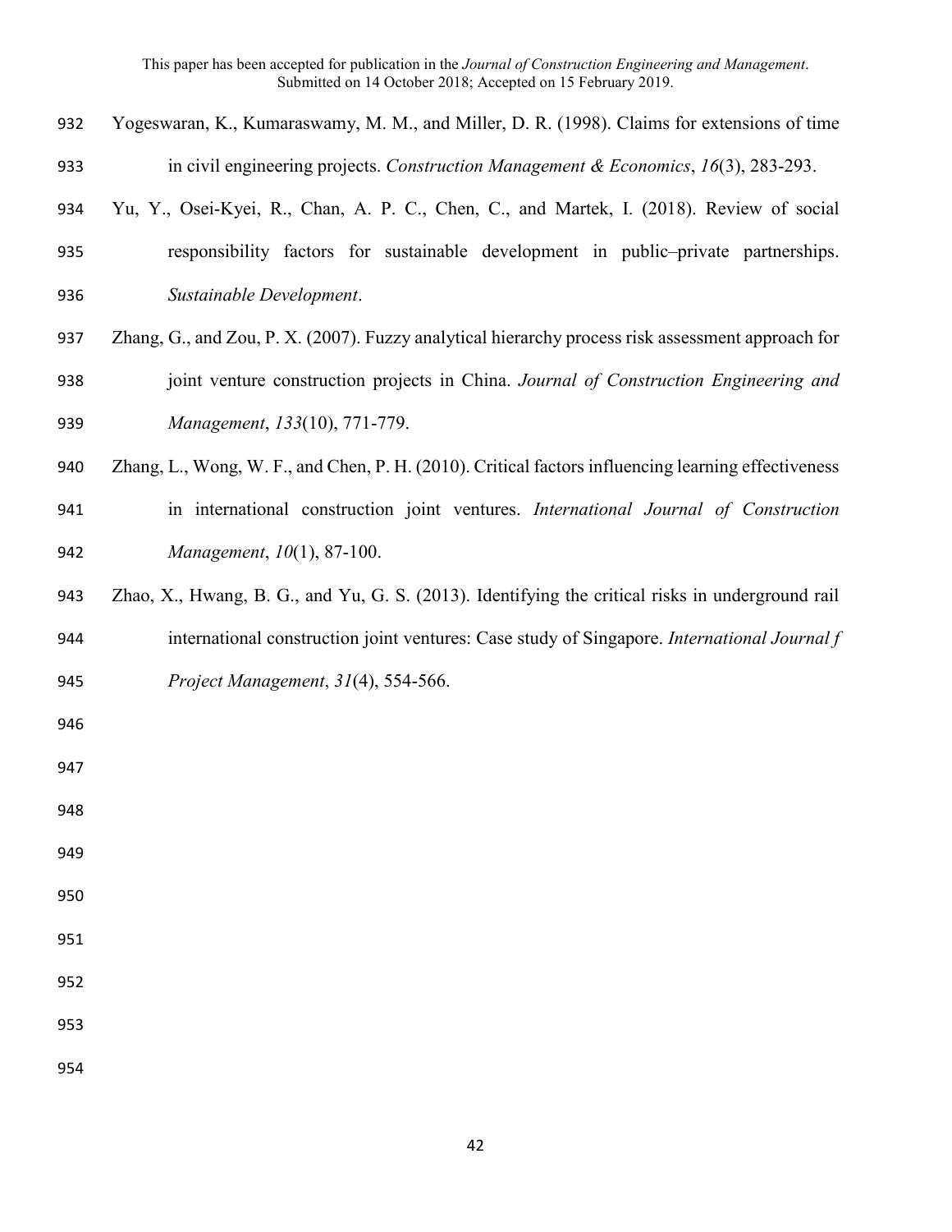Yogeswaran, K., Kumaraswamy, M. M., and Miller, D. R. (1998). Claims for extensions of time in civil engineering projects. *Construction Management & Economics*, *16*(3), 283-293.

Yu, Y., Osei-Kyei, R., Chan, A. P. C., Chen, C., and Martek, I. (2018). Review of social responsibility factors for sustainable development in public–private partnerships. *Sustainable Development*.

Zhang, G., and Zou, P. X. (2007). Fuzzy analytical hierarchy process risk assessment approach for joint venture construction projects in China. *Journal of Construction Engineering and Management*, *133*(10), 771-779.

Zhang, L., Wong, W. F., and Chen, P. H. (2010). Critical factors influencing learning effectiveness in international construction joint ventures. *International Journal of Construction Management*, *10*(1), 87-100.

Zhao, X., Hwang, B. G., and Yu, G. S. (2013). Identifying the critical risks in underground rail international construction joint ventures: Case study of Singapore. *International Journal f Project Management*, *31*(4), 554-566.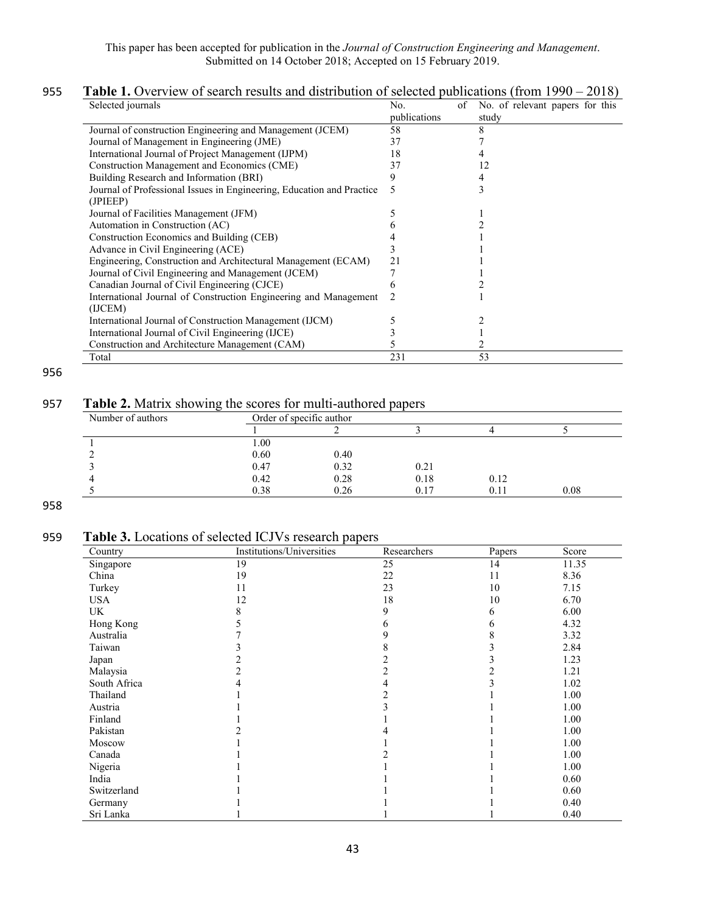This paper has been accepted for publication in the *Journal of Construction Engineering and Management*. Submitted on 14 October 2018; Accepted on 15 February 2019.

**Table 1.** Overview of search results and distribution of selected publications (from 1990 – 2018)

| Selected journals | No. of publications | No. of relevant papers for this study |
|---|---|---|
| Journal of construction Engineering and Management (JCEM) | 58 | 8 |
| Journal of Management in Engineering (JME) | 37 | 7 |
| International Journal of Project Management (IJPM) | 18 | 4 |
| Construction Management and Economics (CME) | 37 | 12 |
| Building Research and Information (BRI) | 9 | 4 |
| Journal of Professional Issues in Engineering, Education and Practice (JPIEEP) | 5 | 3 |
| Journal of Facilities Management (JFM) | 5 | 1 |
| Automation in Construction (AC) | 6 | 2 |
| Construction Economics and Building (CEB) | 4 | 1 |
| Advance in Civil Engineering (ACE) | 3 | 1 |
| Engineering, Construction and Architectural Management (ECAM) | 21 | 1 |
| Journal of Civil Engineering and Management (JCEM) | 7 | 1 |
| Canadian Journal of Civil Engineering (CJCE) | 6 | 2 |
| International Journal of Construction Engineering and Management (IJCEM) | 2 | 1 |
| International Journal of Construction Management (IJCM) | 5 | 2 |
| International Journal of Civil Engineering (IJCE) | 3 | 1 |
| Construction and Architecture Management (CAM) | 5 | 2 |
| Total | 231 | 53 |

**Table 2.** Matrix showing the scores for multi-authored papers

| Number of authors | Order of specific author | | | | |
|---|---|---|---|---|---|
| | 1 | 2 | 3 | 4 | 5 |
| 1 | 1.00 | | | | |
| 2 | 0.60 | 0.40 | | | |
| 3 | 0.47 | 0.32 | 0.21 | | |
| 4 | 0.42 | 0.28 | 0.18 | 0.12 | |
| 5 | 0.38 | 0.26 | 0.17 | 0.11 | 0.08 |

**Table 3.** Locations of selected ICJVs research papers

| Country | Institutions/Universities | Researchers | Papers | Score |
|---|---|---|---|---|
| Singapore | 19 | 25 | 14 | 11.35 |
| China | 19 | 22 | 11 | 8.36 |
| Turkey | 11 | 23 | 10 | 7.15 |
| USA | 12 | 18 | 10 | 6.70 |
| UK | 8 | 9 | 6 | 6.00 |
| Hong Kong | 5 | 6 | 6 | 4.32 |
| Australia | 7 | 9 | 8 | 3.32 |
| Taiwan | 3 | 8 | 3 | 2.84 |
| Japan | 2 | 2 | 3 | 1.23 |
| Malaysia | 2 | 2 | 2 | 1.21 |
| South Africa | 4 | 4 | 3 | 1.02 |
| Thailand | 1 | 2 | 1 | 1.00 |
| Austria | 1 | 3 | 1 | 1.00 |
| Finland | 1 | 1 | 1 | 1.00 |
| Pakistan | 2 | 4 | 1 | 1.00 |
| Moscow | 1 | 1 | 1 | 1.00 |
| Canada | 1 | 2 | 1 | 1.00 |
| Nigeria | 1 | 1 | 1 | 1.00 |
| India | 1 | 1 | 1 | 0.60 |
| Switzerland | 1 | 1 | 1 | 0.60 |
| Germany | 1 | 1 | 1 | 0.40 |
| Sri Lanka | 1 | 1 | 1 | 0.40 |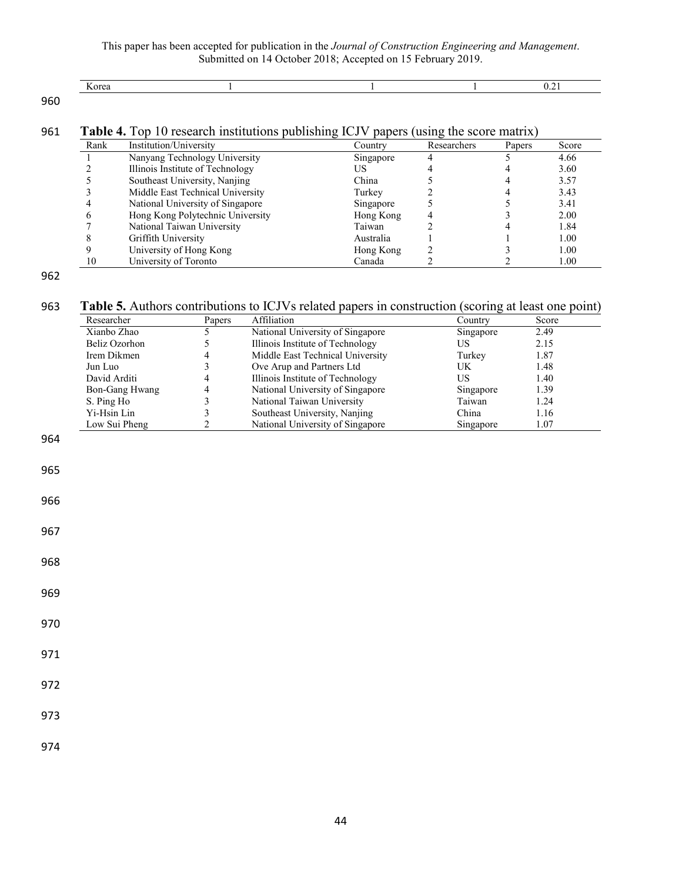| Korea | 1 | 1 | 1 | 0.21 |
|---|---|---|---|---|

**Table 4.** Top 10 research institutions publishing ICJV papers (using the score matrix)

| Rank | Institution/University | Country | Researchers | Papers | Score |
|---|---|---|---|---|---|
| 1 | Nanyang Technology University | Singapore | 4 | 5 | 4.66 |
| 2 | Illinois Institute of Technology | US | 4 | 4 | 3.60 |
| 5 | Southeast University, Nanjing | China | 5 | 4 | 3.57 |
| 3 | Middle East Technical University | Turkey | 2 | 4 | 3.43 |
| 4 | National University of Singapore | Singapore | 5 | 5 | 3.41 |
| 6 | Hong Kong Polytechnic University | Hong Kong | 4 | 3 | 2.00 |
| 7 | National Taiwan University | Taiwan | 2 | 4 | 1.84 |
| 8 | Griffith University | Australia | 1 | 1 | 1.00 |
| 9 | University of Hong Kong | Hong Kong | 2 | 3 | 1.00 |
| 10 | University of Toronto | Canada | 2 | 2 | 1.00 |

**Table 5.** Authors contributions to ICJVs related papers in construction (scoring at least one point)

| Researcher | Papers | Affiliation | Country | Score |
|---|---|---|---|---|
| Xianbo Zhao | 5 | National University of Singapore | Singapore | 2.49 |
| Beliz Ozorhon | 5 | Illinois Institute of Technology | US | 2.15 |
| Irem Dikmen | 4 | Middle East Technical University | Turkey | 1.87 |
| Jun Luo | 3 | Ove Arup and Partners Ltd | UK | 1.48 |
| David Arditi | 4 | Illinois Institute of Technology | US | 1.40 |
| Bon-Gang Hwang | 4 | National University of Singapore | Singapore | 1.39 |
| S. Ping Ho | 3 | National Taiwan University | Taiwan | 1.24 |
| Yi-Hsin Lin | 3 | Southeast University, Nanjing | China | 1.16 |
| Low Sui Pheng | 2 | National University of Singapore | Singapore | 1.07 |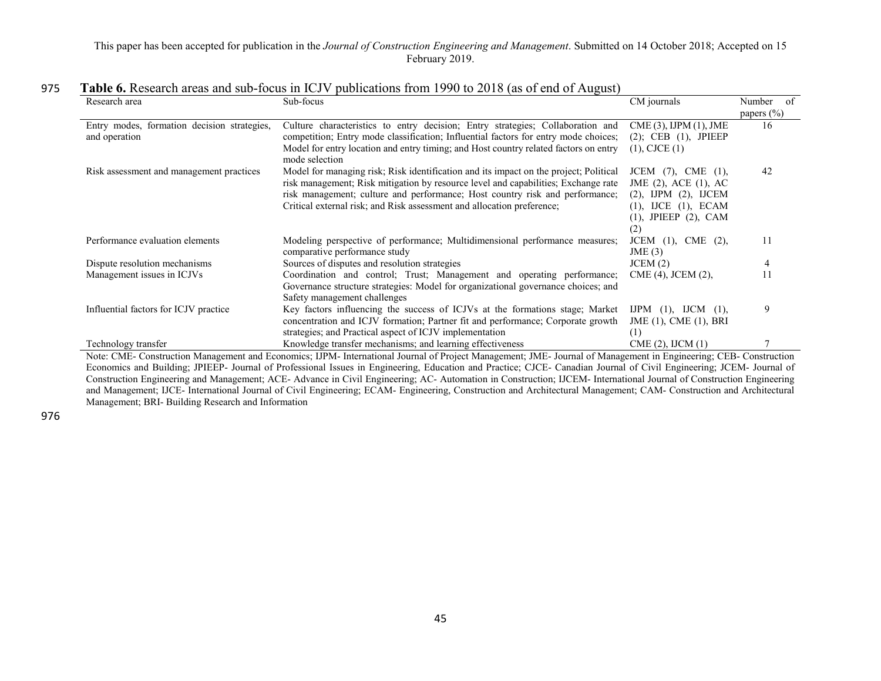**Table 6.** Research areas and sub-focus in ICJV publications from 1990 to 2018 (as of end of August)

| Research area | Sub-focus | CM journals | Number of papers (%) |
|---|---|---|---|
| Entry modes, formation decision strategies, and operation | Culture characteristics to entry decision; Entry strategies; Collaboration and competition; Entry mode classification; Influential factors for entry mode choices; Model for entry location and entry timing; and Host country related factors on entry mode selection | CME (3), IJPM (1), JME (2); CEB (1), JPIEEP (1), CJCE (1) | 16 |
| Risk assessment and management practices | Model for managing risk; Risk identification and its impact on the project; Political risk management; Risk mitigation by resource level and capabilities; Exchange rate risk management; culture and performance; Host country risk and performance; Critical external risk; and Risk assessment and allocation preference; | JCEM (7), CME (1), JME (2), ACE (1), AC (2), IJPM (2), IJCEM (1), IJCE (1), ECAM (1), JPIEEP (2), CAM (2) | 42 |
| Performance evaluation elements | Modeling perspective of performance; Multidimensional performance measures; comparative performance study | JCEM (1), CME (2), JME (3) | 11 |
| Dispute resolution mechanisms | Sources of disputes and resolution strategies | JCEM (2) | 4 |
| Management issues in ICJVs | Coordination and control; Trust; Management and operating performance; Governance structure strategies: Model for organizational governance choices; and Safety management challenges | CME (4), JCEM (2), | 11 |
| Influential factors for ICJV practice | Key factors influencing the success of ICJVs at the formations stage; Market concentration and ICJV formation; Partner fit and performance; Corporate growth strategies; and Practical aspect of ICJV implementation | IJPM (1), IJCM (1), JME (1), CME (1), BRI (1) | 9 |
| Technology transfer | Knowledge transfer mechanisms; and learning effectiveness | CME (2), IJCM (1) | 7 |

Note: CME- Construction Management and Economics; IJPM- International Journal of Project Management; JME- Journal of Management in Engineering; CEB- Construction Economics and Building; JPIEEP- Journal of Professional Issues in Engineering, Education and Practice; CJCE- Canadian Journal of Civil Engineering; JCEM- Journal of Construction Engineering and Management; ACE- Advance in Civil Engineering; AC- Automation in Construction; IJCEM- International Journal of Construction Engineering and Management; IJCE- International Journal of Civil Engineering; ECAM- Engineering, Construction and Architectural Management; CAM- Construction and Architectural Management; BRI- Building Research and Information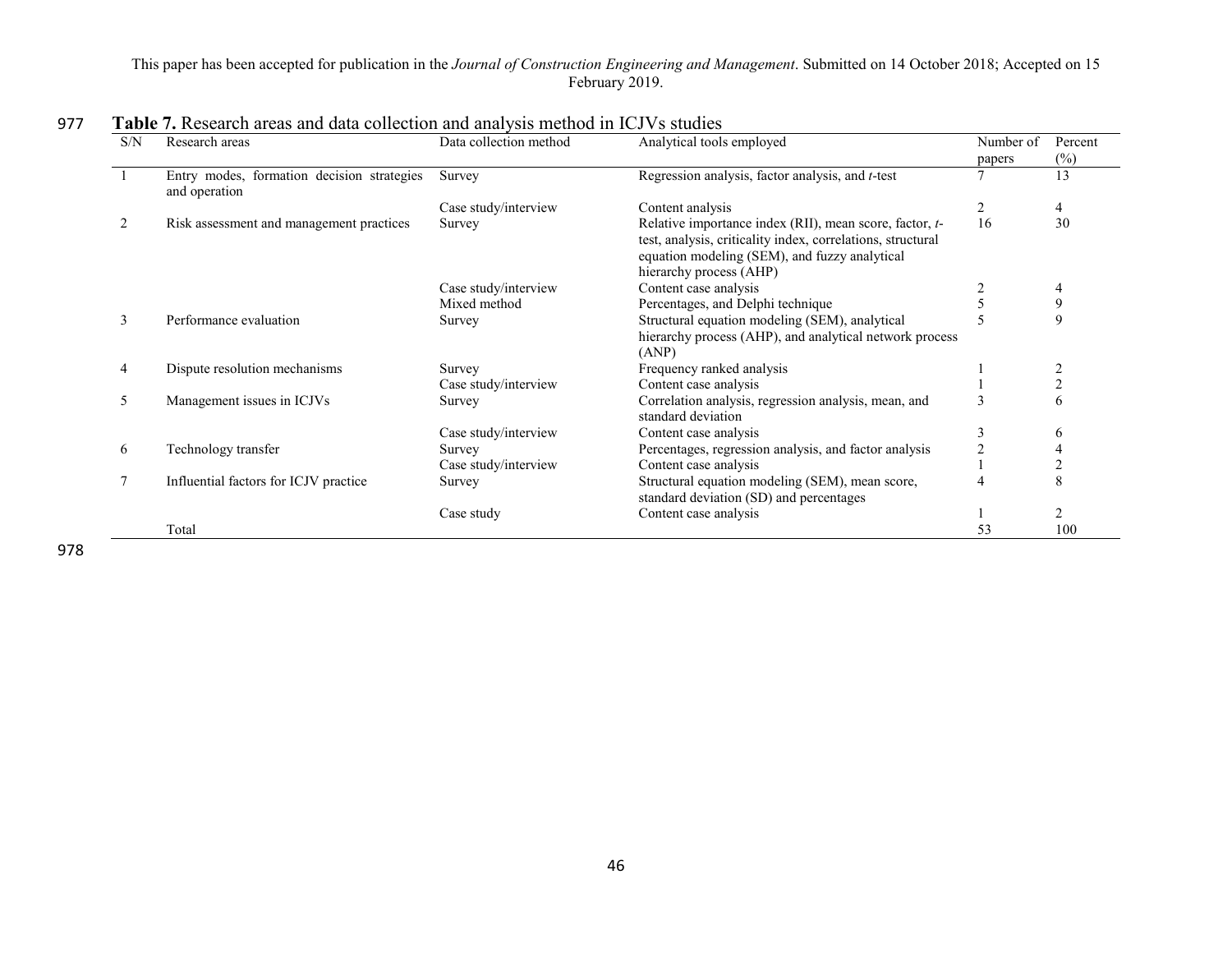This paper has been accepted for publication in the *Journal of Construction Engineering and Management*. Submitted on 14 October 2018; Accepted on 15 February 2019.

**Table 7.** Research areas and data collection and analysis method in ICJVs studies

| S/N | Research areas | Data collection method | Analytical tools employed | Number of papers | Percent (%) |
|---|---|---|---|---|---|
| 1 | Entry modes, formation decision strategies and operation | Survey | Regression analysis, factor analysis, and *t*-test | 7 | 13 |
| | | Case study/interview | Content analysis | 2 | 4 |
| 2 | Risk assessment and management practices | Survey | Relative importance index (RII), mean score, factor, *t*-test, analysis, criticality index, correlations, structural equation modeling (SEM), and fuzzy analytical hierarchy process (AHP) | 16 | 30 |
| | | Case study/interview | Content case analysis | 2 | 4 |
| | | Mixed method | Percentages, and Delphi technique | 5 | 9 |
| 3 | Performance evaluation | Survey | Structural equation modeling (SEM), analytical hierarchy process (AHP), and analytical network process (ANP) | 5 | 9 |
| 4 | Dispute resolution mechanisms | Survey | Frequency ranked analysis | 1 | 2 |
| | | Case study/interview | Content case analysis | 1 | 2 |
| 5 | Management issues in ICJVs | Survey | Correlation analysis, regression analysis, mean, and standard deviation | 3 | 6 |
| | | Case study/interview | Content case analysis | 3 | 6 |
| 6 | Technology transfer | Survey | Percentages, regression analysis, and factor analysis | 2 | 4 |
| | | Case study/interview | Content case analysis | 1 | 2 |
| 7 | Influential factors for ICJV practice | Survey | Structural equation modeling (SEM), mean score, standard deviation (SD) and percentages | 4 | 8 |
| | | Case study | Content case analysis | 1 | 2 |
| | Total | | | 53 | 100 |